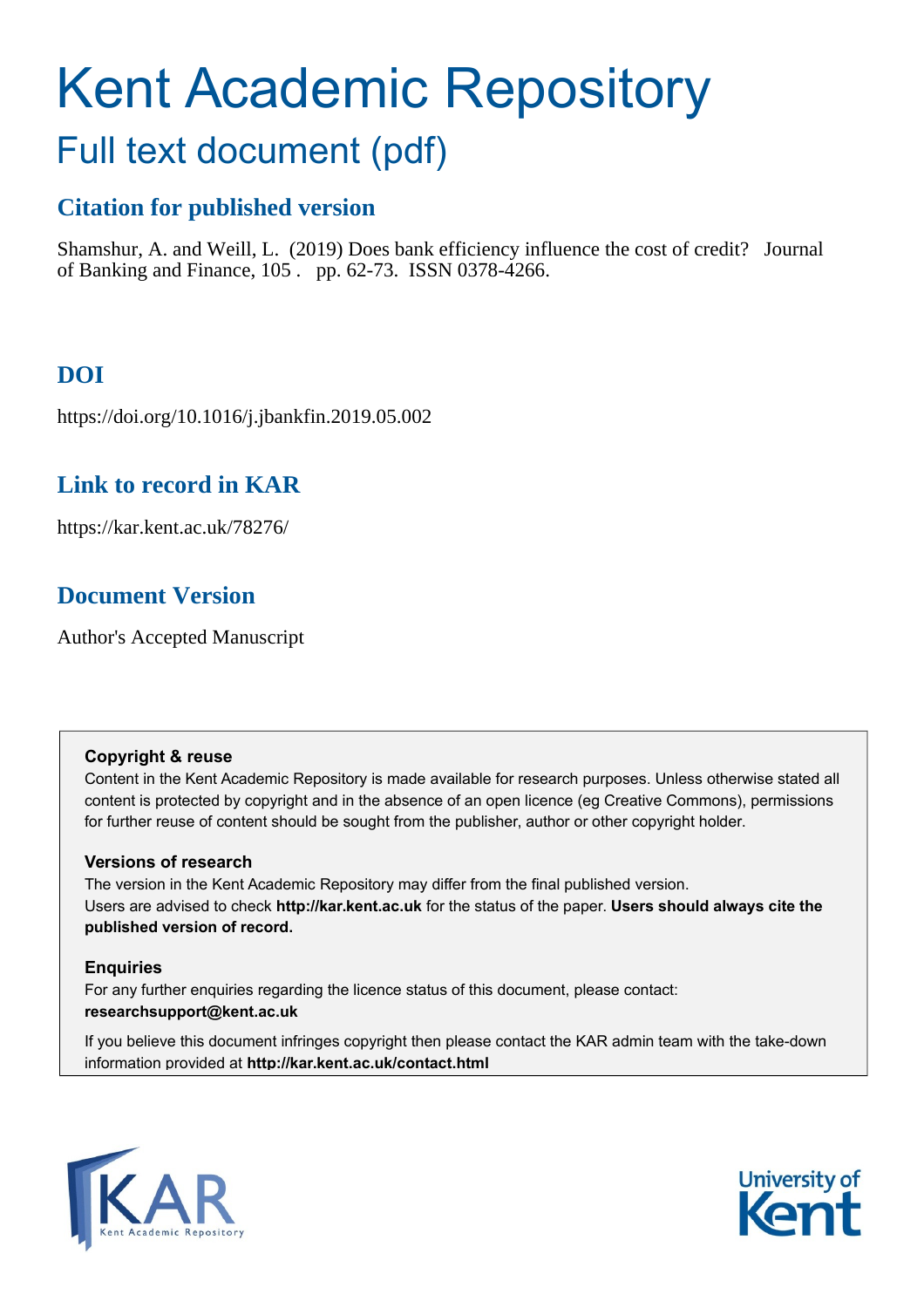# Kent Academic Repository

## Full text document (pdf)

## Citation for published version

Shamshur, A. and Weill, L. (2019) Does bank efficiency influence the cost of credit? Journal of Banking and Finance, 105 . pp. 62-73. ISSN 0378-4266.

## DOI

https://doi.org/10.1016/j.jbankfin.2019.05.002

## Link to record in KAR

https://kar.kent.ac.uk/78276/

## Document Version

Author's Accepted Manuscript

**Copyright & reuse**

Content in the Kent Academic Repository is made available for research purposes. Unless otherwise stated all content is protected by copyright and in the absence of an open licence (eg Creative Commons), permissions for further reuse of content should be sought from the publisher, author or other copyright holder.

**Versions of research**

The version in the Kent Academic Repository may differ from the final published version. Users are advised to check **http://kar.kent.ac.uk** for the status of the paper. **Users should always cite the published version of record.**

**Enquiries**

For any further enquiries regarding the licence status of this document, please contact: **researchsupport@kent.ac.uk**

If you believe this document infringes copyright then please contact the KAR admin team with the take-down information provided at **http://kar.kent.ac.uk/contact.html**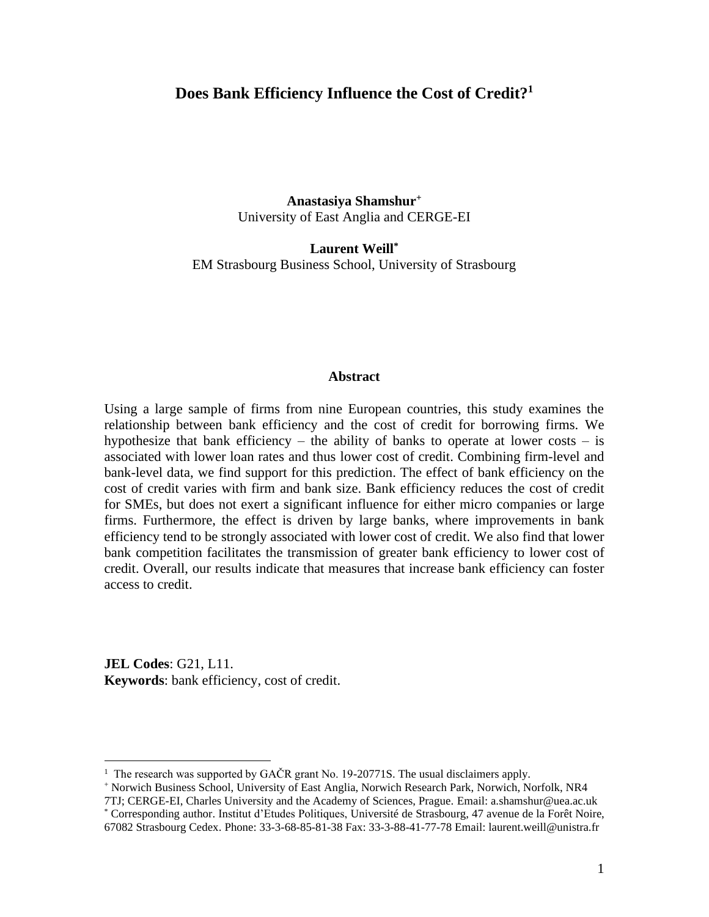# Does Bank Efficiency Influence the Cost of Credit?[1]

**Anastasiya Shamshur**[+]
University of East Anglia and CERGE-EI

**Laurent Weill**[*]
EM Strasbourg Business School, University of Strasbourg

**Abstract**

Using a large sample of firms from nine European countries, this study examines the relationship between bank efficiency and the cost of credit for borrowing firms. We hypothesize that bank efficiency – the ability of banks to operate at lower costs – is associated with lower loan rates and thus lower cost of credit. Combining firm-level and bank-level data, we find support for this prediction. The effect of bank efficiency on the cost of credit varies with firm and bank size. Bank efficiency reduces the cost of credit for SMEs, but does not exert a significant influence for either micro companies or large firms. Furthermore, the effect is driven by large banks, where improvements in bank efficiency tend to be strongly associated with lower cost of credit. We also find that lower bank competition facilitates the transmission of greater bank efficiency to lower cost of credit. Overall, our results indicate that measures that increase bank efficiency can foster access to credit.

**JEL Codes**: G21, L11.
**Keywords**: bank efficiency, cost of credit.

---

[1] The research was supported by GAČR grant No. 19-20771S. The usual disclaimers apply.
[+] Norwich Business School, University of East Anglia, Norwich Research Park, Norwich, Norfolk, NR4 7TJ; CERGE-EI, Charles University and the Academy of Sciences, Prague. Email: a.shamshur@uea.ac.uk
[*] Corresponding author. Institut d'Etudes Politiques, Université de Strasbourg, 47 avenue de la Forêt Noire, 67082 Strasbourg Cedex. Phone: 33-3-68-85-81-38 Fax: 33-3-88-41-77-78 Email: laurent.weill@unistra.fr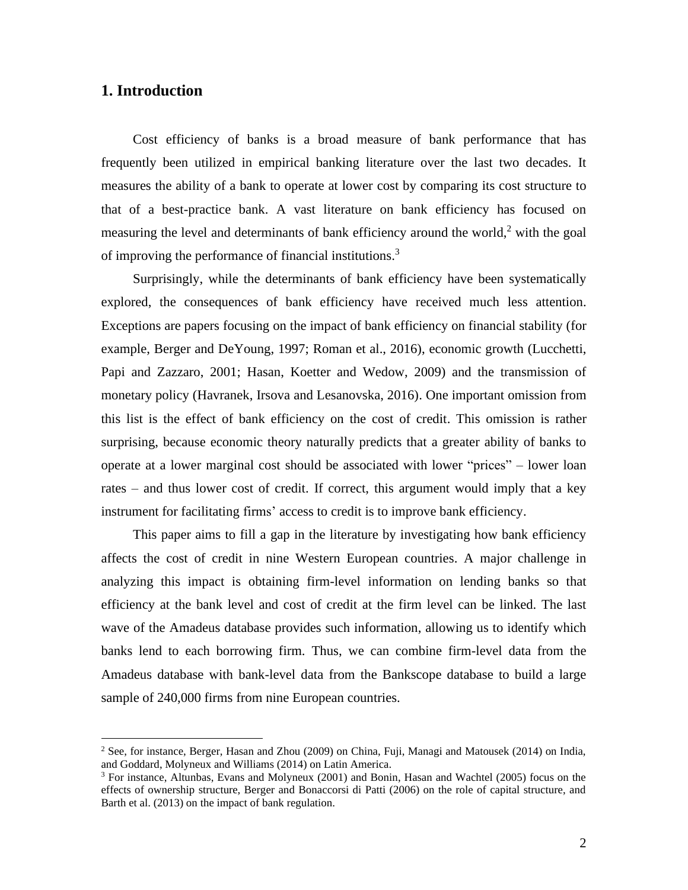## 1. Introduction

Cost efficiency of banks is a broad measure of bank performance that has frequently been utilized in empirical banking literature over the last two decades. It measures the ability of a bank to operate at lower cost by comparing its cost structure to that of a best-practice bank. A vast literature on bank efficiency has focused on measuring the level and determinants of bank efficiency around the world,[2] with the goal of improving the performance of financial institutions.[3]

Surprisingly, while the determinants of bank efficiency have been systematically explored, the consequences of bank efficiency have received much less attention. Exceptions are papers focusing on the impact of bank efficiency on financial stability (for example, Berger and DeYoung, 1997; Roman et al., 2016), economic growth (Lucchetti, Papi and Zazzaro, 2001; Hasan, Koetter and Wedow, 2009) and the transmission of monetary policy (Havranek, Irsova and Lesanovska, 2016). One important omission from this list is the effect of bank efficiency on the cost of credit. This omission is rather surprising, because economic theory naturally predicts that a greater ability of banks to operate at a lower marginal cost should be associated with lower "prices" – lower loan rates – and thus lower cost of credit. If correct, this argument would imply that a key instrument for facilitating firms' access to credit is to improve bank efficiency.

This paper aims to fill a gap in the literature by investigating how bank efficiency affects the cost of credit in nine Western European countries. A major challenge in analyzing this impact is obtaining firm-level information on lending banks so that efficiency at the bank level and cost of credit at the firm level can be linked. The last wave of the Amadeus database provides such information, allowing us to identify which banks lend to each borrowing firm. Thus, we can combine firm-level data from the Amadeus database with bank-level data from the Bankscope database to build a large sample of 240,000 firms from nine European countries.

---

[2] See, for instance, Berger, Hasan and Zhou (2009) on China, Fuji, Managi and Matousek (2014) on India, and Goddard, Molyneux and Williams (2014) on Latin America.

[3] For instance, Altunbas, Evans and Molyneux (2001) and Bonin, Hasan and Wachtel (2005) focus on the effects of ownership structure, Berger and Bonaccorsi di Patti (2006) on the role of capital structure, and Barth et al. (2013) on the impact of bank regulation.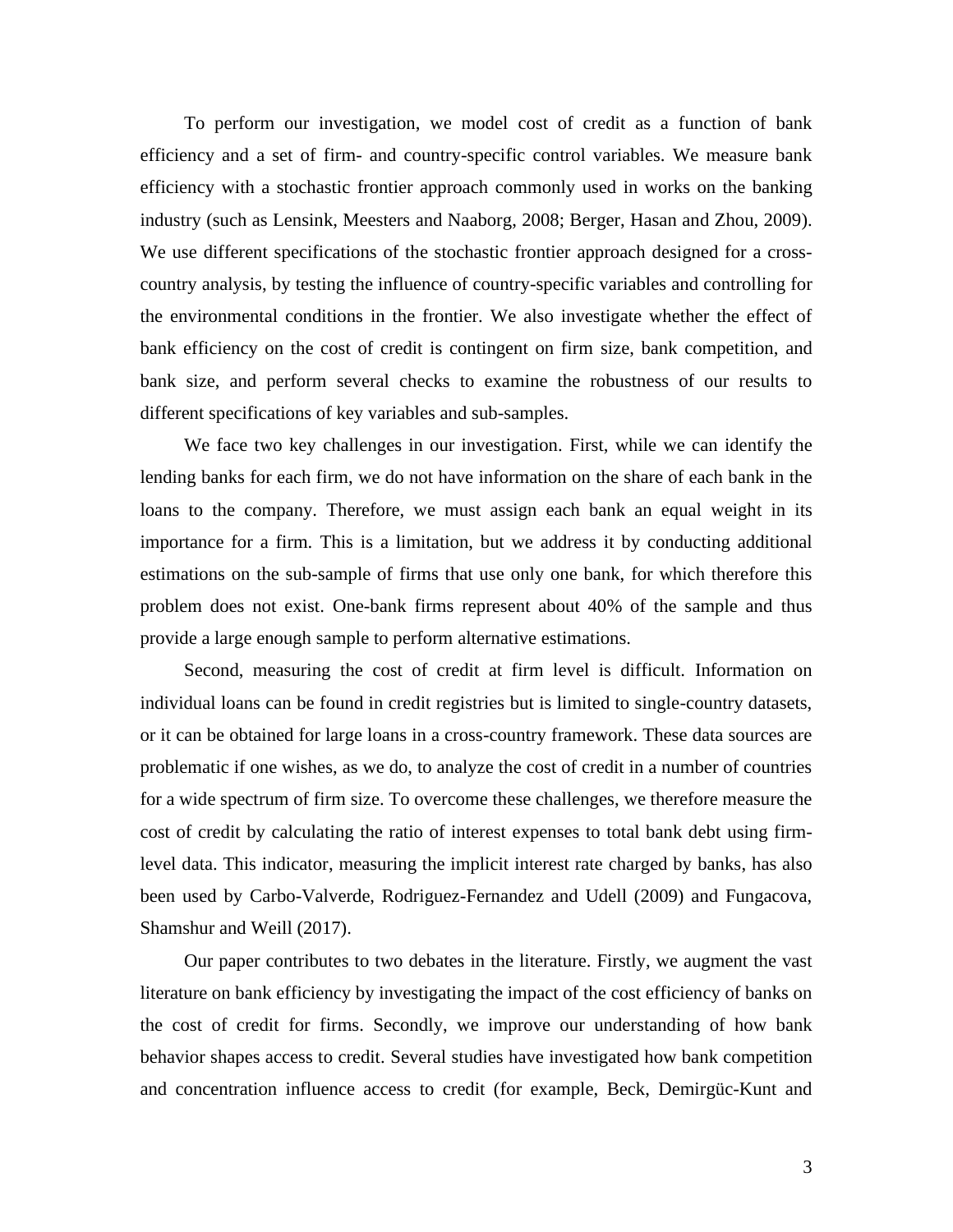To perform our investigation, we model cost of credit as a function of bank efficiency and a set of firm- and country-specific control variables. We measure bank efficiency with a stochastic frontier approach commonly used in works on the banking industry (such as Lensink, Meesters and Naaborg, 2008; Berger, Hasan and Zhou, 2009). We use different specifications of the stochastic frontier approach designed for a cross-country analysis, by testing the influence of country-specific variables and controlling for the environmental conditions in the frontier. We also investigate whether the effect of bank efficiency on the cost of credit is contingent on firm size, bank competition, and bank size, and perform several checks to examine the robustness of our results to different specifications of key variables and sub-samples.

We face two key challenges in our investigation. First, while we can identify the lending banks for each firm, we do not have information on the share of each bank in the loans to the company. Therefore, we must assign each bank an equal weight in its importance for a firm. This is a limitation, but we address it by conducting additional estimations on the sub-sample of firms that use only one bank, for which therefore this problem does not exist. One-bank firms represent about 40% of the sample and thus provide a large enough sample to perform alternative estimations.

Second, measuring the cost of credit at firm level is difficult. Information on individual loans can be found in credit registries but is limited to single-country datasets, or it can be obtained for large loans in a cross-country framework. These data sources are problematic if one wishes, as we do, to analyze the cost of credit in a number of countries for a wide spectrum of firm size. To overcome these challenges, we therefore measure the cost of credit by calculating the ratio of interest expenses to total bank debt using firm-level data. This indicator, measuring the implicit interest rate charged by banks, has also been used by Carbo-Valverde, Rodriguez-Fernandez and Udell (2009) and Fungacova, Shamshur and Weill (2017).

Our paper contributes to two debates in the literature. Firstly, we augment the vast literature on bank efficiency by investigating the impact of the cost efficiency of banks on the cost of credit for firms. Secondly, we improve our understanding of how bank behavior shapes access to credit. Several studies have investigated how bank competition and concentration influence access to credit (for example, Beck, Demirgüc-Kunt and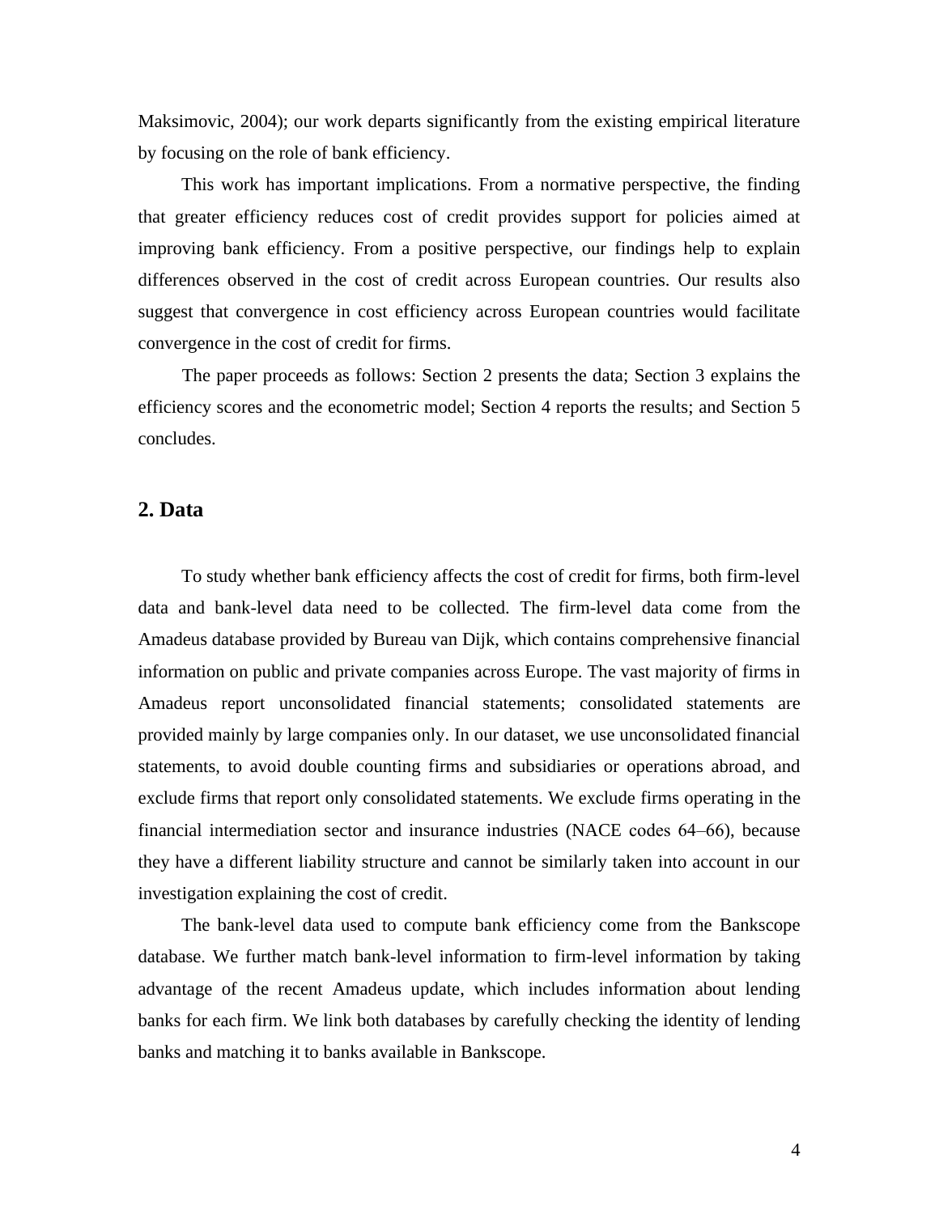Maksimovic, 2004); our work departs significantly from the existing empirical literature by focusing on the role of bank efficiency.

This work has important implications. From a normative perspective, the finding that greater efficiency reduces cost of credit provides support for policies aimed at improving bank efficiency. From a positive perspective, our findings help to explain differences observed in the cost of credit across European countries. Our results also suggest that convergence in cost efficiency across European countries would facilitate convergence in the cost of credit for firms.

The paper proceeds as follows: Section 2 presents the data; Section 3 explains the efficiency scores and the econometric model; Section 4 reports the results; and Section 5 concludes.

## 2. Data

To study whether bank efficiency affects the cost of credit for firms, both firm-level data and bank-level data need to be collected. The firm-level data come from the Amadeus database provided by Bureau van Dijk, which contains comprehensive financial information on public and private companies across Europe. The vast majority of firms in Amadeus report unconsolidated financial statements; consolidated statements are provided mainly by large companies only. In our dataset, we use unconsolidated financial statements, to avoid double counting firms and subsidiaries or operations abroad, and exclude firms that report only consolidated statements. We exclude firms operating in the financial intermediation sector and insurance industries (NACE codes 64–66), because they have a different liability structure and cannot be similarly taken into account in our investigation explaining the cost of credit.

The bank-level data used to compute bank efficiency come from the Bankscope database. We further match bank-level information to firm-level information by taking advantage of the recent Amadeus update, which includes information about lending banks for each firm. We link both databases by carefully checking the identity of lending banks and matching it to banks available in Bankscope.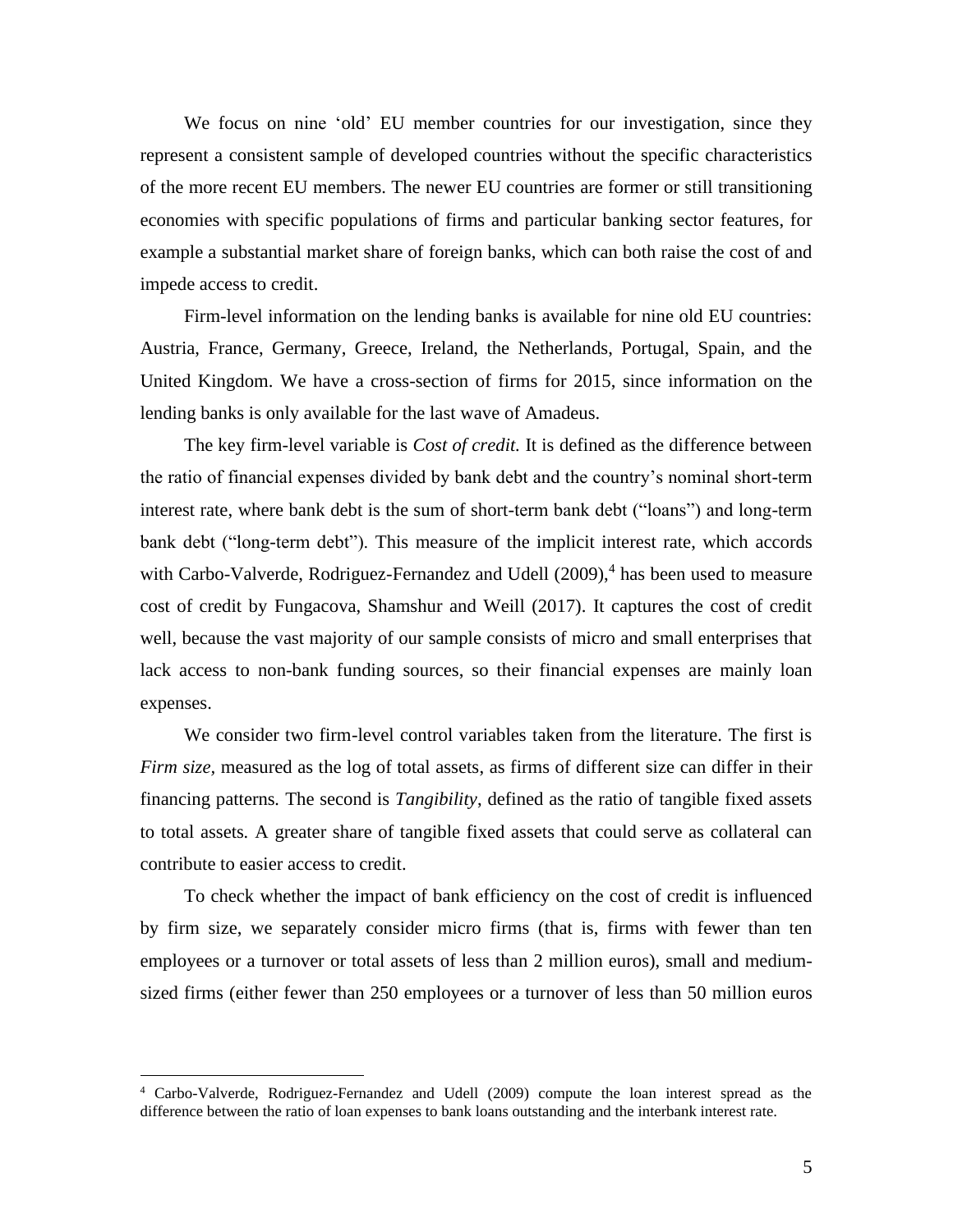We focus on nine 'old' EU member countries for our investigation, since they represent a consistent sample of developed countries without the specific characteristics of the more recent EU members. The newer EU countries are former or still transitioning economies with specific populations of firms and particular banking sector features, for example a substantial market share of foreign banks, which can both raise the cost of and impede access to credit.

Firm-level information on the lending banks is available for nine old EU countries: Austria, France, Germany, Greece, Ireland, the Netherlands, Portugal, Spain, and the United Kingdom. We have a cross-section of firms for 2015, since information on the lending banks is only available for the last wave of Amadeus.

The key firm-level variable is *Cost of credit.* It is defined as the difference between the ratio of financial expenses divided by bank debt and the country's nominal short-term interest rate, where bank debt is the sum of short-term bank debt ("loans") and long-term bank debt ("long-term debt"). This measure of the implicit interest rate, which accords with Carbo-Valverde, Rodriguez-Fernandez and Udell (2009),[4] has been used to measure cost of credit by Fungacova, Shamshur and Weill (2017). It captures the cost of credit well, because the vast majority of our sample consists of micro and small enterprises that lack access to non-bank funding sources, so their financial expenses are mainly loan expenses.

We consider two firm-level control variables taken from the literature. The first is *Firm size,* measured as the log of total assets, as firms of different size can differ in their financing patterns. The second is *Tangibility*, defined as the ratio of tangible fixed assets to total assets. A greater share of tangible fixed assets that could serve as collateral can contribute to easier access to credit.

To check whether the impact of bank efficiency on the cost of credit is influenced by firm size, we separately consider micro firms (that is, firms with fewer than ten employees or a turnover or total assets of less than 2 million euros), small and medium-sized firms (either fewer than 250 employees or a turnover of less than 50 million euros

[4] Carbo-Valverde, Rodriguez-Fernandez and Udell (2009) compute the loan interest spread as the difference between the ratio of loan expenses to bank loans outstanding and the interbank interest rate.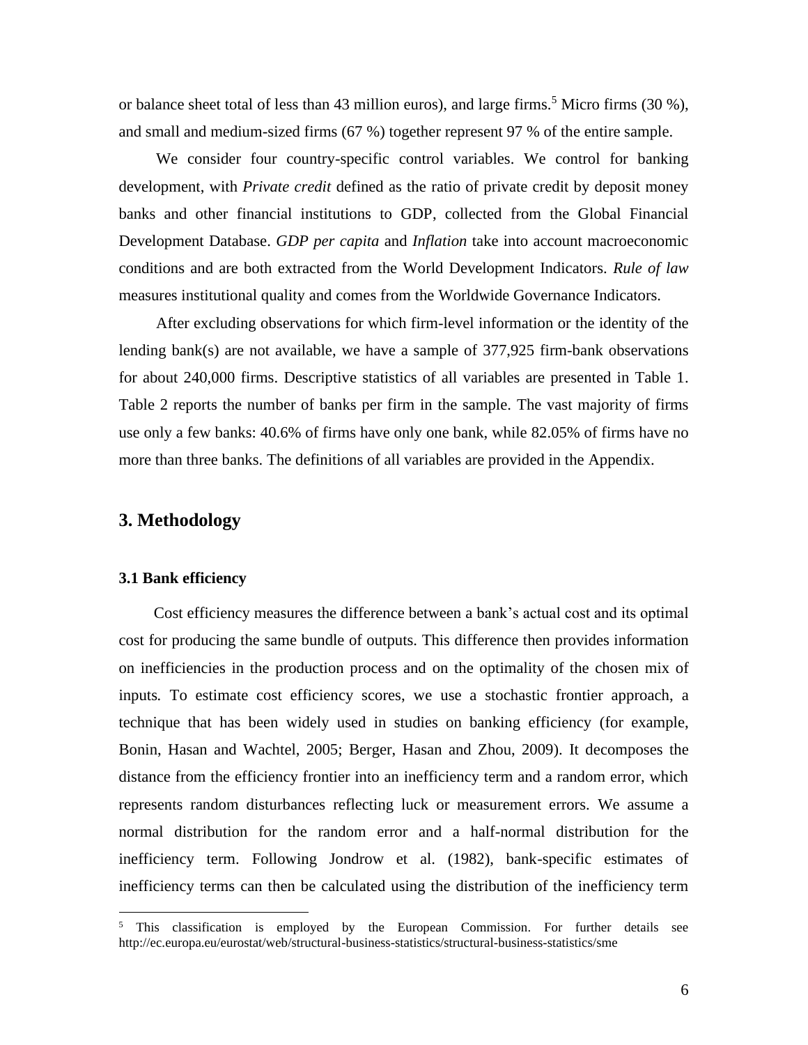or balance sheet total of less than 43 million euros), and large firms.[5] Micro firms (30 %), and small and medium-sized firms (67 %) together represent 97 % of the entire sample.

We consider four country-specific control variables. We control for banking development, with *Private credit* defined as the ratio of private credit by deposit money banks and other financial institutions to GDP, collected from the Global Financial Development Database. *GDP per capita* and *Inflation* take into account macroeconomic conditions and are both extracted from the World Development Indicators. *Rule of law* measures institutional quality and comes from the Worldwide Governance Indicators.

After excluding observations for which firm-level information or the identity of the lending bank(s) are not available, we have a sample of 377,925 firm-bank observations for about 240,000 firms. Descriptive statistics of all variables are presented in Table 1. Table 2 reports the number of banks per firm in the sample. The vast majority of firms use only a few banks: 40.6% of firms have only one bank, while 82.05% of firms have no more than three banks. The definitions of all variables are provided in the Appendix.

## 3. Methodology

### 3.1 Bank efficiency

Cost efficiency measures the difference between a bank's actual cost and its optimal cost for producing the same bundle of outputs. This difference then provides information on inefficiencies in the production process and on the optimality of the chosen mix of inputs. To estimate cost efficiency scores, we use a stochastic frontier approach, a technique that has been widely used in studies on banking efficiency (for example, Bonin, Hasan and Wachtel, 2005; Berger, Hasan and Zhou, 2009). It decomposes the distance from the efficiency frontier into an inefficiency term and a random error, which represents random disturbances reflecting luck or measurement errors. We assume a normal distribution for the random error and a half-normal distribution for the inefficiency term. Following Jondrow et al. (1982), bank-specific estimates of inefficiency terms can then be calculated using the distribution of the inefficiency term

[5] This classification is employed by the European Commission. For further details see http://ec.europa.eu/eurostat/web/structural-business-statistics/structural-business-statistics/sme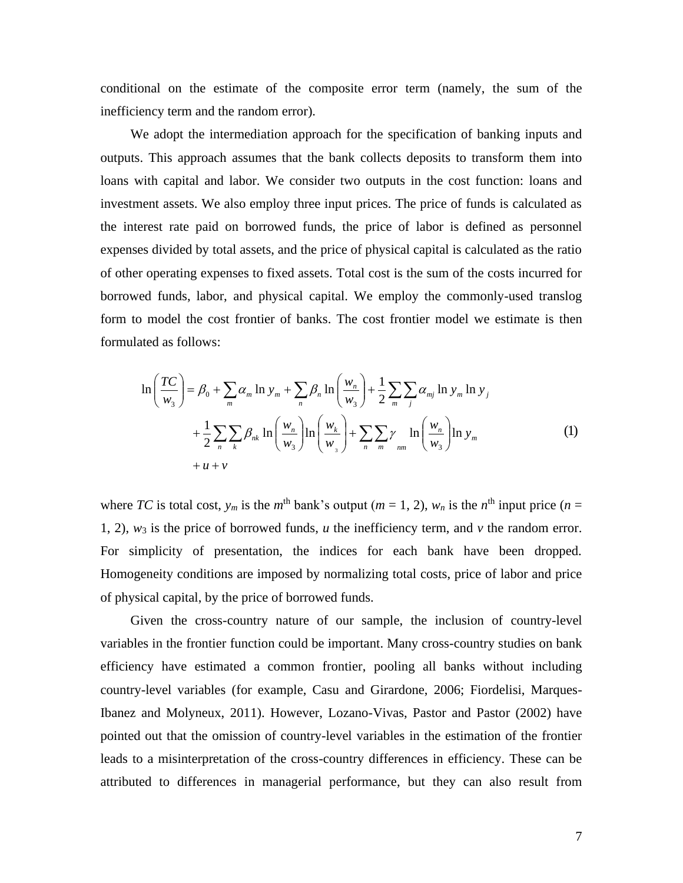conditional on the estimate of the composite error term (namely, the sum of the inefficiency term and the random error).

We adopt the intermediation approach for the specification of banking inputs and outputs. This approach assumes that the bank collects deposits to transform them into loans with capital and labor. We consider two outputs in the cost function: loans and investment assets. We also employ three input prices. The price of funds is calculated as the interest rate paid on borrowed funds, the price of labor is defined as personnel expenses divided by total assets, and the price of physical capital is calculated as the ratio of other operating expenses to fixed assets. Total cost is the sum of the costs incurred for borrowed funds, labor, and physical capital. We employ the commonly-used translog form to model the cost frontier of banks. The cost frontier model we estimate is then formulated as follows:

$$
\begin{aligned}
\ln\left(\frac{TC}{w_3}\right) &= \beta_0 + \sum_m \alpha_m \ln y_m + \sum_n \beta_n \ln\left(\frac{w_n}{w_3}\right) + \frac{1}{2}\sum_m \sum_j \alpha_{mj} \ln y_m \ln y_j \\
&\quad + \frac{1}{2}\sum_n \sum_k \beta_{nk} \ln\left(\frac{w_n}{w_3}\right) \ln\left(\frac{w_k}{w_3}\right) + \sum_n \sum_m \gamma_{nm} \ln\left(\frac{w_n}{w_3}\right) \ln y_m \\
&\quad + u + v
\end{aligned}
\tag{1}
$$

where $TC$ is total cost, $y_m$ is the $m^{\text{th}}$ bank's output ($m$ = 1, 2), $w_n$ is the $n^{\text{th}}$ input price ($n$ = 1, 2), $w_3$ is the price of borrowed funds, $u$ the inefficiency term, and $v$ the random error. For simplicity of presentation, the indices for each bank have been dropped. Homogeneity conditions are imposed by normalizing total costs, price of labor and price of physical capital, by the price of borrowed funds.

Given the cross-country nature of our sample, the inclusion of country-level variables in the frontier function could be important. Many cross-country studies on bank efficiency have estimated a common frontier, pooling all banks without including country-level variables (for example, Casu and Girardone, 2006; Fiordelisi, Marques-Ibanez and Molyneux, 2011). However, Lozano-Vivas, Pastor and Pastor (2002) have pointed out that the omission of country-level variables in the estimation of the frontier leads to a misinterpretation of the cross-country differences in efficiency. These can be attributed to differences in managerial performance, but they can also result from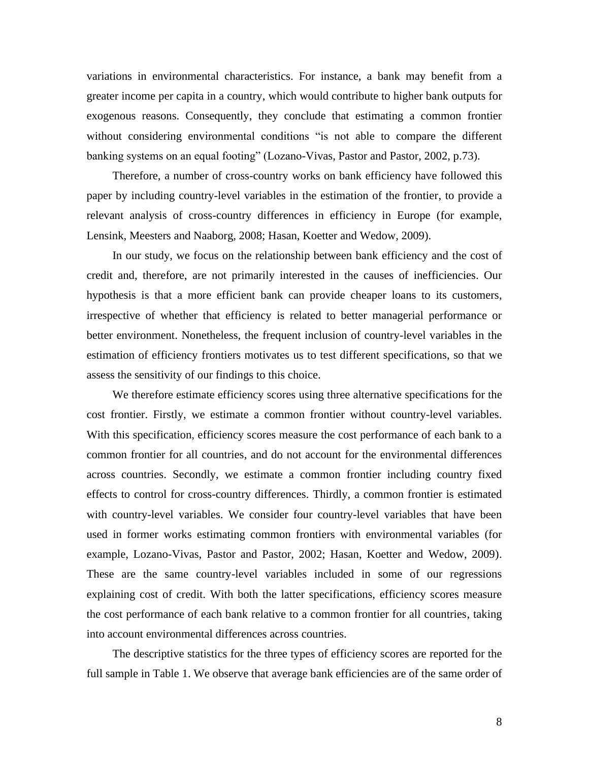variations in environmental characteristics. For instance, a bank may benefit from a greater income per capita in a country, which would contribute to higher bank outputs for exogenous reasons. Consequently, they conclude that estimating a common frontier without considering environmental conditions "is not able to compare the different banking systems on an equal footing" (Lozano-Vivas, Pastor and Pastor, 2002, p.73).

Therefore, a number of cross-country works on bank efficiency have followed this paper by including country-level variables in the estimation of the frontier, to provide a relevant analysis of cross-country differences in efficiency in Europe (for example, Lensink, Meesters and Naaborg, 2008; Hasan, Koetter and Wedow, 2009).

In our study, we focus on the relationship between bank efficiency and the cost of credit and, therefore, are not primarily interested in the causes of inefficiencies. Our hypothesis is that a more efficient bank can provide cheaper loans to its customers, irrespective of whether that efficiency is related to better managerial performance or better environment. Nonetheless, the frequent inclusion of country-level variables in the estimation of efficiency frontiers motivates us to test different specifications, so that we assess the sensitivity of our findings to this choice.

We therefore estimate efficiency scores using three alternative specifications for the cost frontier. Firstly, we estimate a common frontier without country-level variables. With this specification, efficiency scores measure the cost performance of each bank to a common frontier for all countries, and do not account for the environmental differences across countries. Secondly, we estimate a common frontier including country fixed effects to control for cross-country differences. Thirdly, a common frontier is estimated with country-level variables. We consider four country-level variables that have been used in former works estimating common frontiers with environmental variables (for example, Lozano-Vivas, Pastor and Pastor, 2002; Hasan, Koetter and Wedow, 2009). These are the same country-level variables included in some of our regressions explaining cost of credit. With both the latter specifications, efficiency scores measure the cost performance of each bank relative to a common frontier for all countries, taking into account environmental differences across countries.

The descriptive statistics for the three types of efficiency scores are reported for the full sample in Table 1. We observe that average bank efficiencies are of the same order of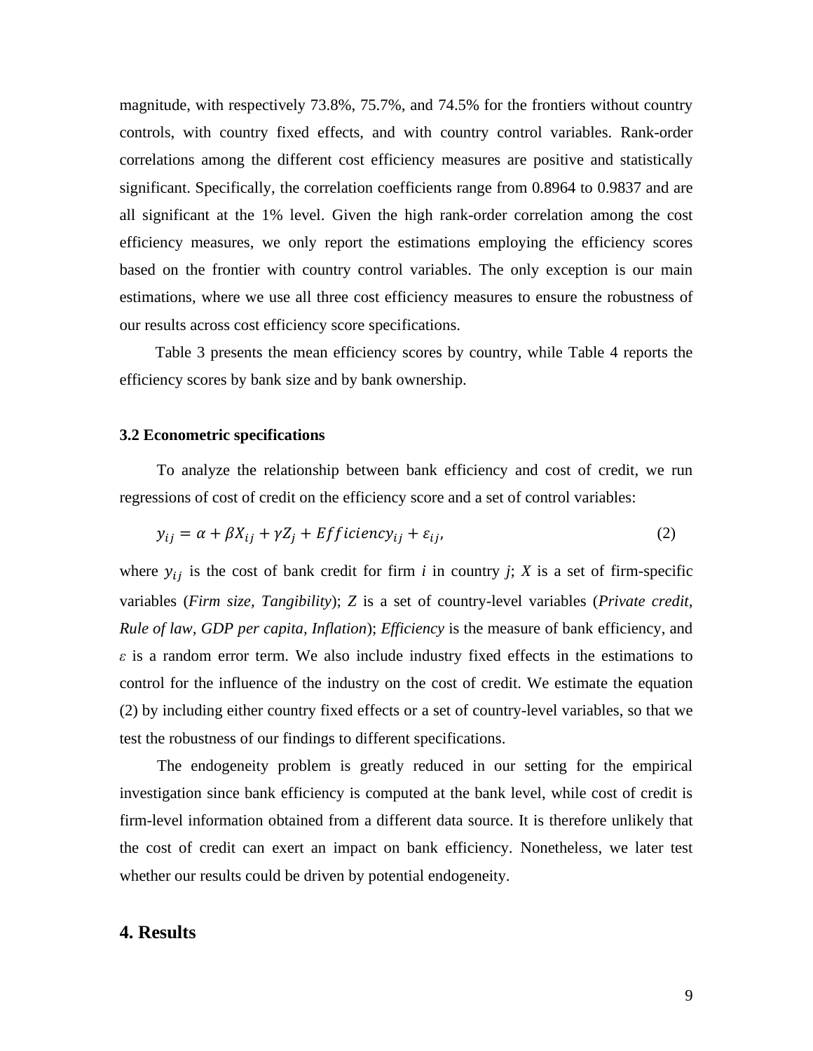magnitude, with respectively 73.8%, 75.7%, and 74.5% for the frontiers without country controls, with country fixed effects, and with country control variables. Rank-order correlations among the different cost efficiency measures are positive and statistically significant. Specifically, the correlation coefficients range from 0.8964 to 0.9837 and are all significant at the 1% level. Given the high rank-order correlation among the cost efficiency measures, we only report the estimations employing the efficiency scores based on the frontier with country control variables. The only exception is our main estimations, where we use all three cost efficiency measures to ensure the robustness of our results across cost efficiency score specifications.

Table 3 presents the mean efficiency scores by country, while Table 4 reports the efficiency scores by bank size and by bank ownership.

### 3.2 Econometric specifications

To analyze the relationship between bank efficiency and cost of credit, we run regressions of cost of credit on the efficiency score and a set of control variables:

$$y_{ij} = \alpha + \beta X_{ij} + \gamma Z_j + Efficiency_{ij} + \varepsilon_{ij}, \tag{2}$$

where $y_{ij}$ is the cost of bank credit for firm *i* in country *j*; *X* is a set of firm-specific variables (*Firm size, Tangibility*); *Z* is a set of country-level variables (*Private credit, Rule of law, GDP per capita, Inflation*); *Efficiency* is the measure of bank efficiency, and $\varepsilon$ is a random error term. We also include industry fixed effects in the estimations to control for the influence of the industry on the cost of credit. We estimate the equation (2) by including either country fixed effects or a set of country-level variables, so that we test the robustness of our findings to different specifications.

The endogeneity problem is greatly reduced in our setting for the empirical investigation since bank efficiency is computed at the bank level, while cost of credit is firm-level information obtained from a different data source. It is therefore unlikely that the cost of credit can exert an impact on bank efficiency. Nonetheless, we later test whether our results could be driven by potential endogeneity.

## 4. Results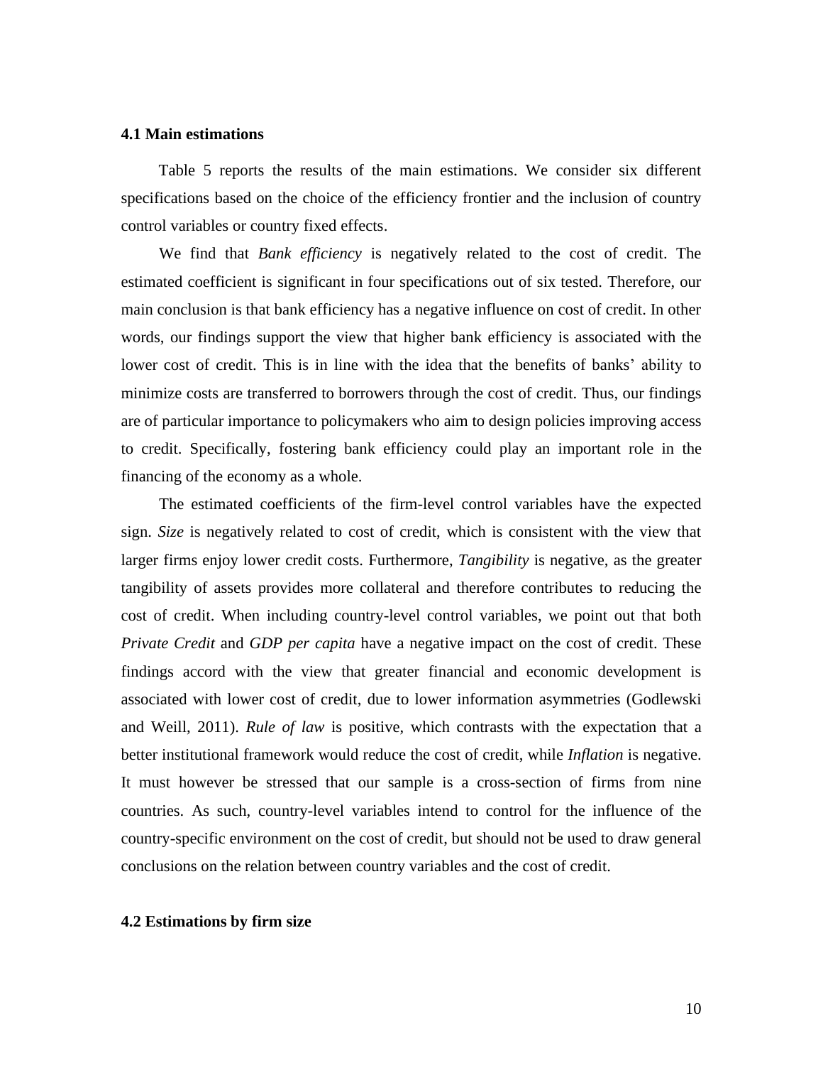### 4.1 Main estimations

Table 5 reports the results of the main estimations. We consider six different specifications based on the choice of the efficiency frontier and the inclusion of country control variables or country fixed effects.

We find that *Bank efficiency* is negatively related to the cost of credit. The estimated coefficient is significant in four specifications out of six tested. Therefore, our main conclusion is that bank efficiency has a negative influence on cost of credit. In other words, our findings support the view that higher bank efficiency is associated with the lower cost of credit. This is in line with the idea that the benefits of banks' ability to minimize costs are transferred to borrowers through the cost of credit. Thus, our findings are of particular importance to policymakers who aim to design policies improving access to credit. Specifically, fostering bank efficiency could play an important role in the financing of the economy as a whole.

The estimated coefficients of the firm-level control variables have the expected sign. *Size* is negatively related to cost of credit, which is consistent with the view that larger firms enjoy lower credit costs. Furthermore, *Tangibility* is negative, as the greater tangibility of assets provides more collateral and therefore contributes to reducing the cost of credit. When including country-level control variables, we point out that both *Private Credit* and *GDP per capita* have a negative impact on the cost of credit. These findings accord with the view that greater financial and economic development is associated with lower cost of credit, due to lower information asymmetries (Godlewski and Weill, 2011). *Rule of law* is positive, which contrasts with the expectation that a better institutional framework would reduce the cost of credit, while *Inflation* is negative. It must however be stressed that our sample is a cross-section of firms from nine countries. As such, country-level variables intend to control for the influence of the country-specific environment on the cost of credit, but should not be used to draw general conclusions on the relation between country variables and the cost of credit.

### 4.2 Estimations by firm size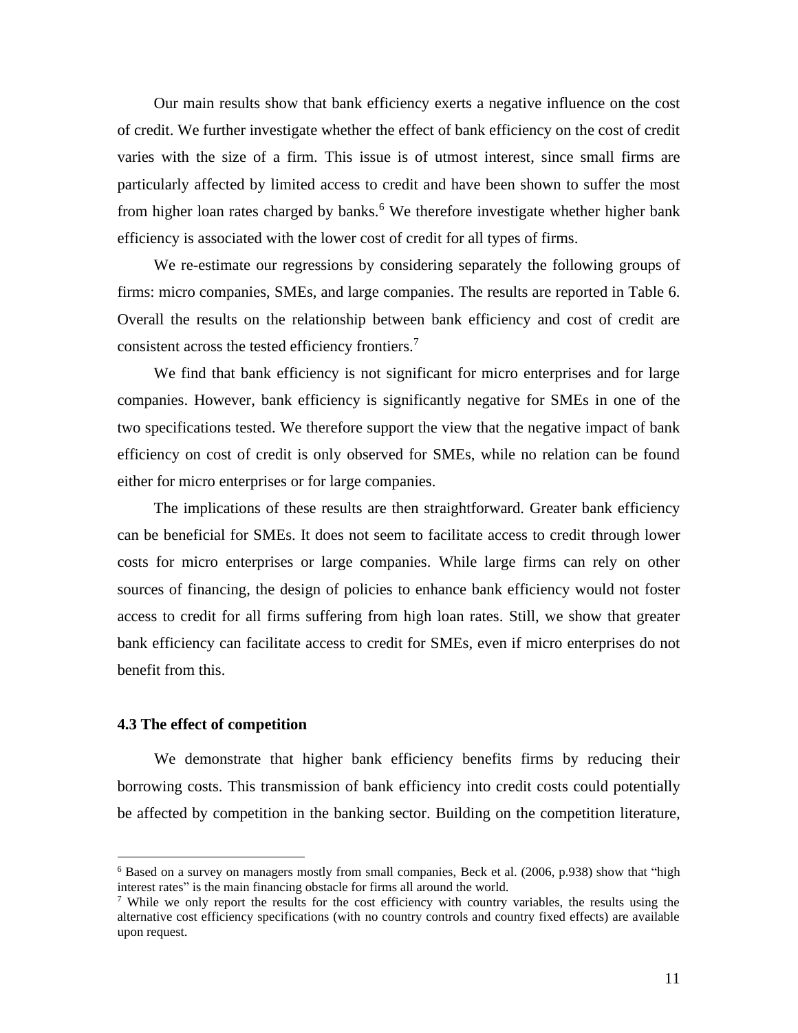Our main results show that bank efficiency exerts a negative influence on the cost of credit. We further investigate whether the effect of bank efficiency on the cost of credit varies with the size of a firm. This issue is of utmost interest, since small firms are particularly affected by limited access to credit and have been shown to suffer the most from higher loan rates charged by banks.[6] We therefore investigate whether higher bank efficiency is associated with the lower cost of credit for all types of firms.

We re-estimate our regressions by considering separately the following groups of firms: micro companies, SMEs, and large companies. The results are reported in Table 6. Overall the results on the relationship between bank efficiency and cost of credit are consistent across the tested efficiency frontiers.[7]

We find that bank efficiency is not significant for micro enterprises and for large companies. However, bank efficiency is significantly negative for SMEs in one of the two specifications tested. We therefore support the view that the negative impact of bank efficiency on cost of credit is only observed for SMEs, while no relation can be found either for micro enterprises or for large companies.

The implications of these results are then straightforward. Greater bank efficiency can be beneficial for SMEs. It does not seem to facilitate access to credit through lower costs for micro enterprises or large companies. While large firms can rely on other sources of financing, the design of policies to enhance bank efficiency would not foster access to credit for all firms suffering from high loan rates. Still, we show that greater bank efficiency can facilitate access to credit for SMEs, even if micro enterprises do not benefit from this.

### 4.3 The effect of competition

We demonstrate that higher bank efficiency benefits firms by reducing their borrowing costs. This transmission of bank efficiency into credit costs could potentially be affected by competition in the banking sector. Building on the competition literature,

---

[6] Based on a survey on managers mostly from small companies, Beck et al. (2006, p.938) show that "high interest rates" is the main financing obstacle for firms all around the world.

[7] While we only report the results for the cost efficiency with country variables, the results using the alternative cost efficiency specifications (with no country controls and country fixed effects) are available upon request.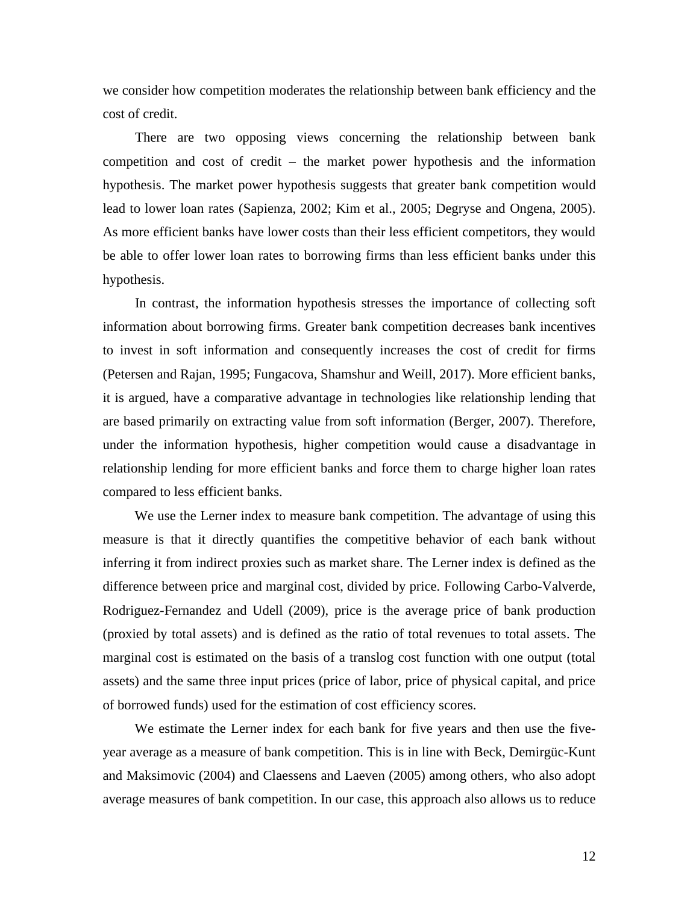we consider how competition moderates the relationship between bank efficiency and the cost of credit.

There are two opposing views concerning the relationship between bank competition and cost of credit – the market power hypothesis and the information hypothesis. The market power hypothesis suggests that greater bank competition would lead to lower loan rates (Sapienza, 2002; Kim et al., 2005; Degryse and Ongena, 2005). As more efficient banks have lower costs than their less efficient competitors, they would be able to offer lower loan rates to borrowing firms than less efficient banks under this hypothesis.

In contrast, the information hypothesis stresses the importance of collecting soft information about borrowing firms. Greater bank competition decreases bank incentives to invest in soft information and consequently increases the cost of credit for firms (Petersen and Rajan, 1995; Fungacova, Shamshur and Weill, 2017). More efficient banks, it is argued, have a comparative advantage in technologies like relationship lending that are based primarily on extracting value from soft information (Berger, 2007). Therefore, under the information hypothesis, higher competition would cause a disadvantage in relationship lending for more efficient banks and force them to charge higher loan rates compared to less efficient banks.

We use the Lerner index to measure bank competition. The advantage of using this measure is that it directly quantifies the competitive behavior of each bank without inferring it from indirect proxies such as market share. The Lerner index is defined as the difference between price and marginal cost, divided by price. Following Carbo-Valverde, Rodriguez-Fernandez and Udell (2009), price is the average price of bank production (proxied by total assets) and is defined as the ratio of total revenues to total assets. The marginal cost is estimated on the basis of a translog cost function with one output (total assets) and the same three input prices (price of labor, price of physical capital, and price of borrowed funds) used for the estimation of cost efficiency scores.

We estimate the Lerner index for each bank for five years and then use the five-year average as a measure of bank competition. This is in line with Beck, Demirgüc-Kunt and Maksimovic (2004) and Claessens and Laeven (2005) among others, who also adopt average measures of bank competition. In our case, this approach also allows us to reduce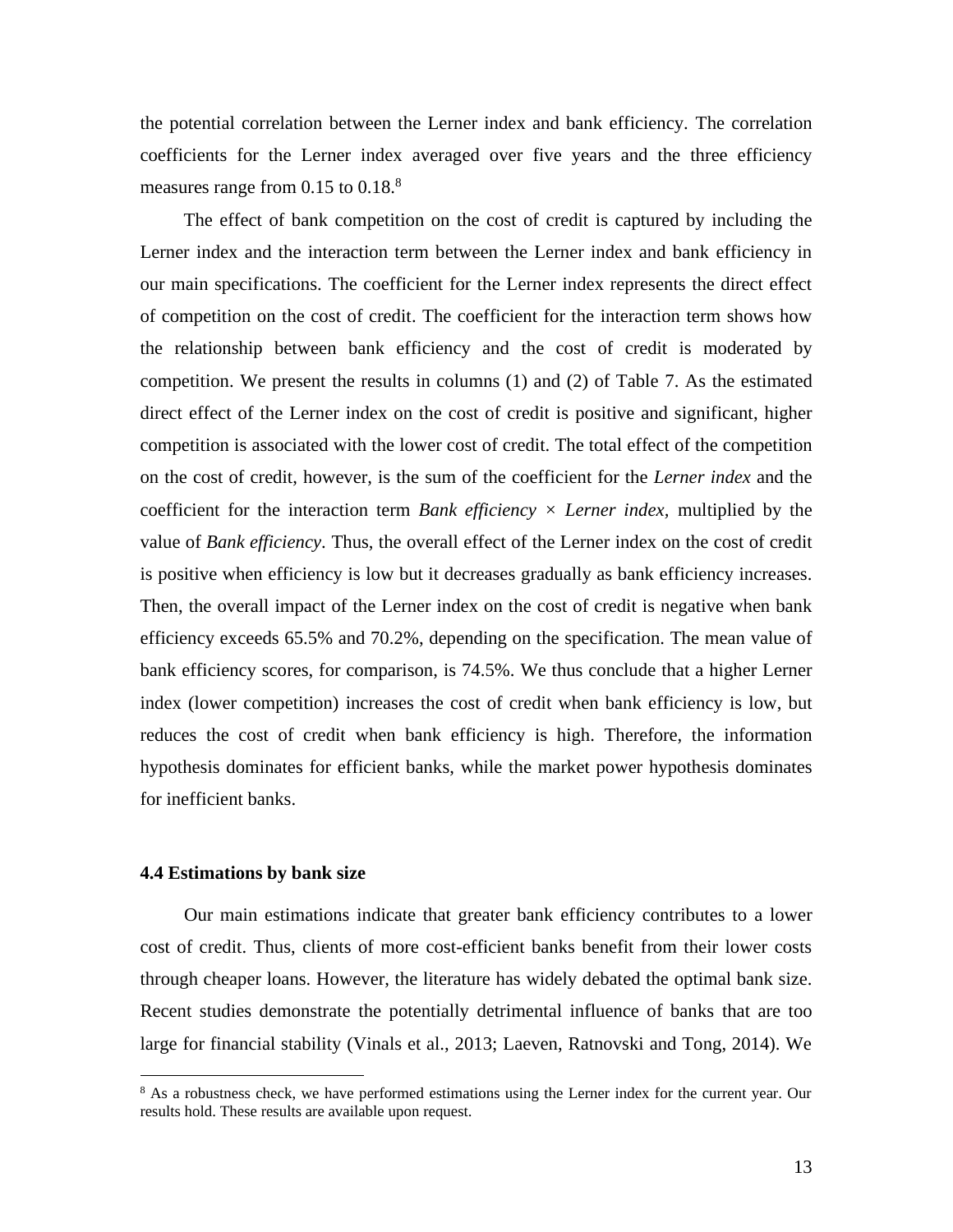the potential correlation between the Lerner index and bank efficiency. The correlation coefficients for the Lerner index averaged over five years and the three efficiency measures range from 0.15 to 0.18.[8]

The effect of bank competition on the cost of credit is captured by including the Lerner index and the interaction term between the Lerner index and bank efficiency in our main specifications. The coefficient for the Lerner index represents the direct effect of competition on the cost of credit. The coefficient for the interaction term shows how the relationship between bank efficiency and the cost of credit is moderated by competition. We present the results in columns (1) and (2) of Table 7. As the estimated direct effect of the Lerner index on the cost of credit is positive and significant, higher competition is associated with the lower cost of credit. The total effect of the competition on the cost of credit, however, is the sum of the coefficient for the *Lerner index* and the coefficient for the interaction term *Bank efficiency* × *Lerner index*, multiplied by the value of *Bank efficiency*. Thus, the overall effect of the Lerner index on the cost of credit is positive when efficiency is low but it decreases gradually as bank efficiency increases. Then, the overall impact of the Lerner index on the cost of credit is negative when bank efficiency exceeds 65.5% and 70.2%, depending on the specification. The mean value of bank efficiency scores, for comparison, is 74.5%. We thus conclude that a higher Lerner index (lower competition) increases the cost of credit when bank efficiency is low, but reduces the cost of credit when bank efficiency is high. Therefore, the information hypothesis dominates for efficient banks, while the market power hypothesis dominates for inefficient banks.

### 4.4 Estimations by bank size

Our main estimations indicate that greater bank efficiency contributes to a lower cost of credit. Thus, clients of more cost-efficient banks benefit from their lower costs through cheaper loans. However, the literature has widely debated the optimal bank size. Recent studies demonstrate the potentially detrimental influence of banks that are too large for financial stability (Vinals et al., 2013; Laeven, Ratnovski and Tong, 2014). We

[8] As a robustness check, we have performed estimations using the Lerner index for the current year. Our results hold. These results are available upon request.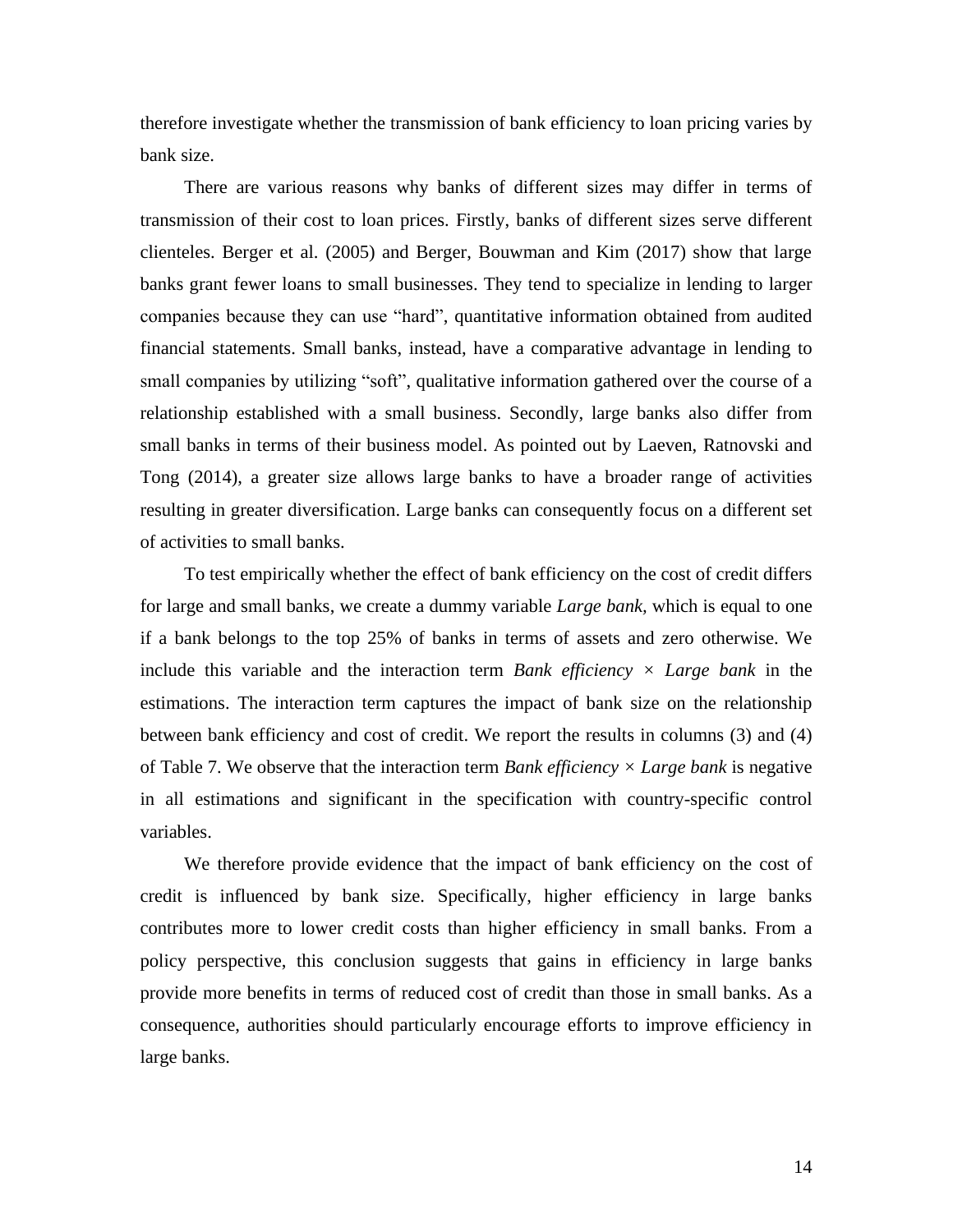therefore investigate whether the transmission of bank efficiency to loan pricing varies by bank size.

There are various reasons why banks of different sizes may differ in terms of transmission of their cost to loan prices. Firstly, banks of different sizes serve different clienteles. Berger et al. (2005) and Berger, Bouwman and Kim (2017) show that large banks grant fewer loans to small businesses. They tend to specialize in lending to larger companies because they can use "hard", quantitative information obtained from audited financial statements. Small banks, instead, have a comparative advantage in lending to small companies by utilizing "soft", qualitative information gathered over the course of a relationship established with a small business. Secondly, large banks also differ from small banks in terms of their business model. As pointed out by Laeven, Ratnovski and Tong (2014), a greater size allows large banks to have a broader range of activities resulting in greater diversification. Large banks can consequently focus on a different set of activities to small banks.

To test empirically whether the effect of bank efficiency on the cost of credit differs for large and small banks, we create a dummy variable *Large bank,* which is equal to one if a bank belongs to the top 25% of banks in terms of assets and zero otherwise. We include this variable and the interaction term *Bank efficiency* × *Large bank* in the estimations. The interaction term captures the impact of bank size on the relationship between bank efficiency and cost of credit. We report the results in columns (3) and (4) of Table 7. We observe that the interaction term *Bank efficiency* × *Large bank* is negative in all estimations and significant in the specification with country-specific control variables.

We therefore provide evidence that the impact of bank efficiency on the cost of credit is influenced by bank size. Specifically, higher efficiency in large banks contributes more to lower credit costs than higher efficiency in small banks. From a policy perspective, this conclusion suggests that gains in efficiency in large banks provide more benefits in terms of reduced cost of credit than those in small banks. As a consequence, authorities should particularly encourage efforts to improve efficiency in large banks.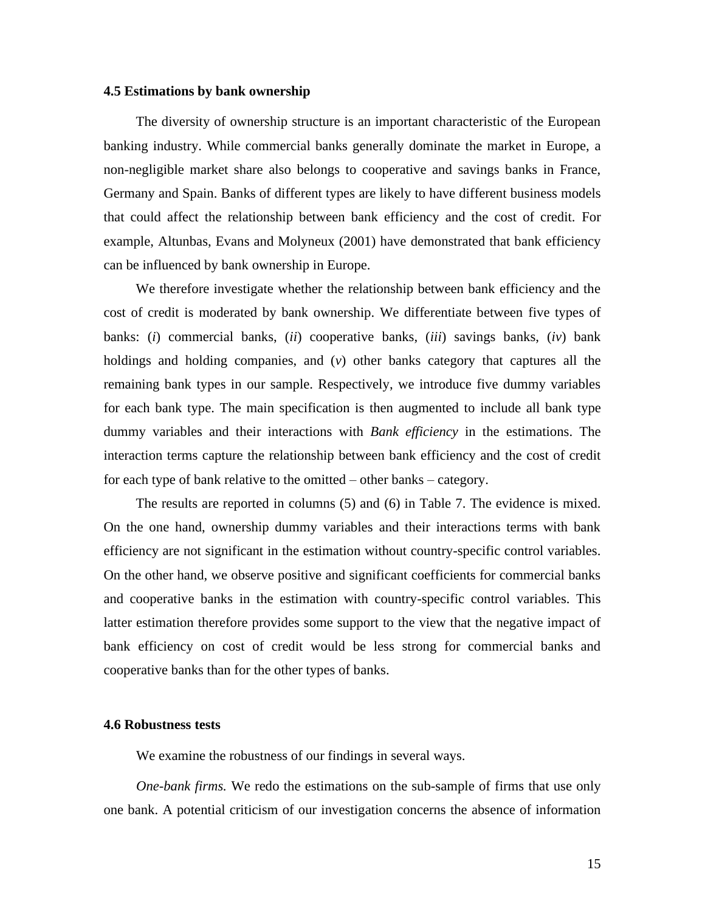### 4.5 Estimations by bank ownership

The diversity of ownership structure is an important characteristic of the European banking industry. While commercial banks generally dominate the market in Europe, a non-negligible market share also belongs to cooperative and savings banks in France, Germany and Spain. Banks of different types are likely to have different business models that could affect the relationship between bank efficiency and the cost of credit. For example, Altunbas, Evans and Molyneux (2001) have demonstrated that bank efficiency can be influenced by bank ownership in Europe.

We therefore investigate whether the relationship between bank efficiency and the cost of credit is moderated by bank ownership. We differentiate between five types of banks: (*i*) commercial banks, (*ii*) cooperative banks, (*iii*) savings banks, (*iv*) bank holdings and holding companies, and (*v*) other banks category that captures all the remaining bank types in our sample. Respectively, we introduce five dummy variables for each bank type. The main specification is then augmented to include all bank type dummy variables and their interactions with *Bank efficiency* in the estimations. The interaction terms capture the relationship between bank efficiency and the cost of credit for each type of bank relative to the omitted – other banks – category.

The results are reported in columns (5) and (6) in Table 7. The evidence is mixed. On the one hand, ownership dummy variables and their interactions terms with bank efficiency are not significant in the estimation without country-specific control variables. On the other hand, we observe positive and significant coefficients for commercial banks and cooperative banks in the estimation with country-specific control variables. This latter estimation therefore provides some support to the view that the negative impact of bank efficiency on cost of credit would be less strong for commercial banks and cooperative banks than for the other types of banks.

### 4.6 Robustness tests

We examine the robustness of our findings in several ways.

*One-bank firms.* We redo the estimations on the sub-sample of firms that use only one bank. A potential criticism of our investigation concerns the absence of information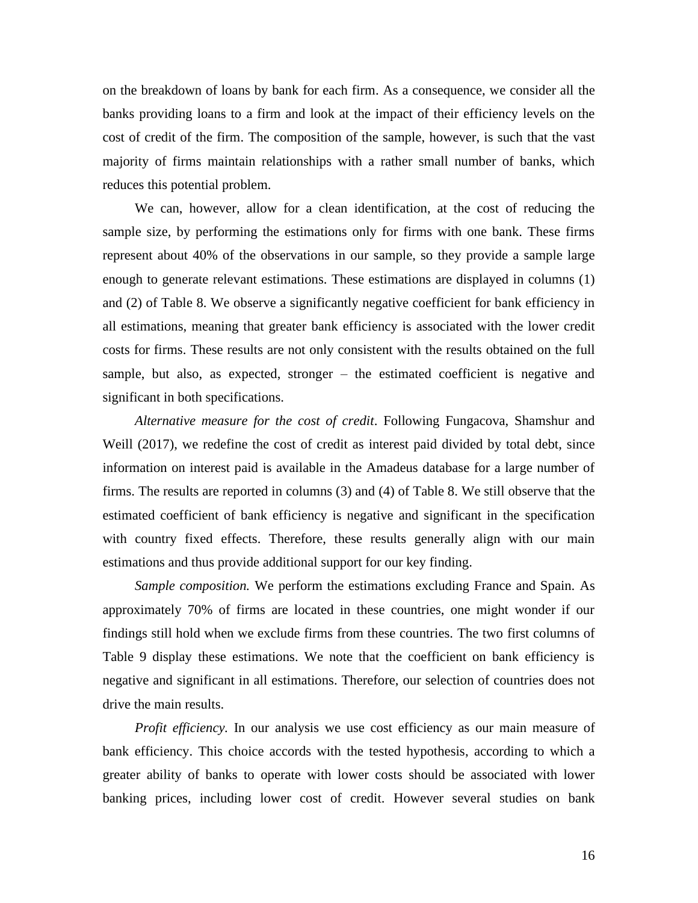on the breakdown of loans by bank for each firm. As a consequence, we consider all the banks providing loans to a firm and look at the impact of their efficiency levels on the cost of credit of the firm. The composition of the sample, however, is such that the vast majority of firms maintain relationships with a rather small number of banks, which reduces this potential problem.

We can, however, allow for a clean identification, at the cost of reducing the sample size, by performing the estimations only for firms with one bank. These firms represent about 40% of the observations in our sample, so they provide a sample large enough to generate relevant estimations. These estimations are displayed in columns (1) and (2) of Table 8. We observe a significantly negative coefficient for bank efficiency in all estimations, meaning that greater bank efficiency is associated with the lower credit costs for firms. These results are not only consistent with the results obtained on the full sample, but also, as expected, stronger – the estimated coefficient is negative and significant in both specifications.

*Alternative measure for the cost of credit*. Following Fungacova, Shamshur and Weill (2017), we redefine the cost of credit as interest paid divided by total debt, since information on interest paid is available in the Amadeus database for a large number of firms. The results are reported in columns (3) and (4) of Table 8. We still observe that the estimated coefficient of bank efficiency is negative and significant in the specification with country fixed effects. Therefore, these results generally align with our main estimations and thus provide additional support for our key finding.

*Sample composition.* We perform the estimations excluding France and Spain. As approximately 70% of firms are located in these countries, one might wonder if our findings still hold when we exclude firms from these countries. The two first columns of Table 9 display these estimations. We note that the coefficient on bank efficiency is negative and significant in all estimations. Therefore, our selection of countries does not drive the main results.

*Profit efficiency.* In our analysis we use cost efficiency as our main measure of bank efficiency. This choice accords with the tested hypothesis, according to which a greater ability of banks to operate with lower costs should be associated with lower banking prices, including lower cost of credit. However several studies on bank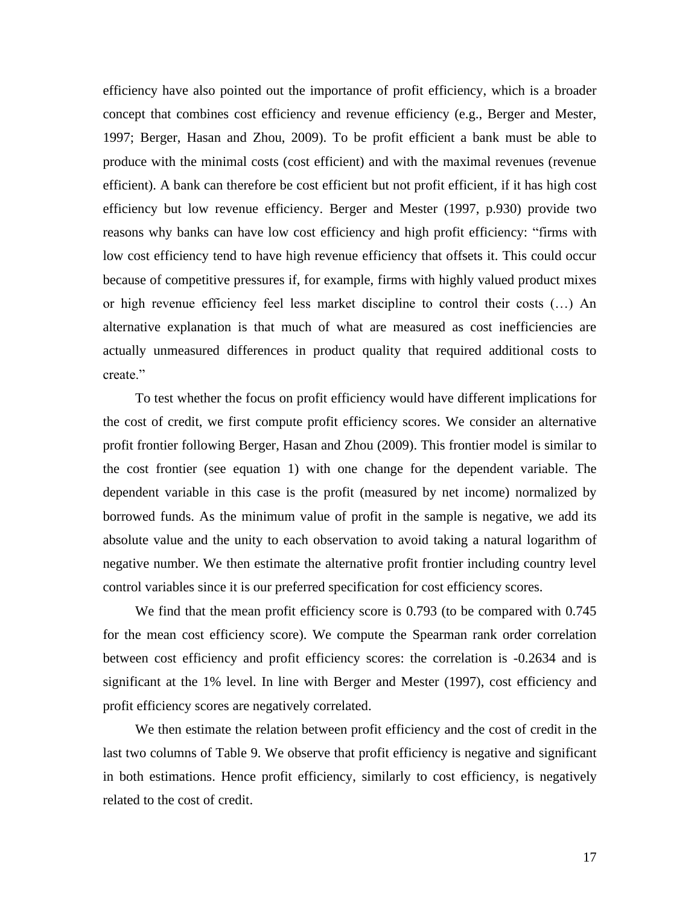efficiency have also pointed out the importance of profit efficiency, which is a broader concept that combines cost efficiency and revenue efficiency (e.g., Berger and Mester, 1997; Berger, Hasan and Zhou, 2009). To be profit efficient a bank must be able to produce with the minimal costs (cost efficient) and with the maximal revenues (revenue efficient). A bank can therefore be cost efficient but not profit efficient, if it has high cost efficiency but low revenue efficiency. Berger and Mester (1997, p.930) provide two reasons why banks can have low cost efficiency and high profit efficiency: "firms with low cost efficiency tend to have high revenue efficiency that offsets it. This could occur because of competitive pressures if, for example, firms with highly valued product mixes or high revenue efficiency feel less market discipline to control their costs (…) An alternative explanation is that much of what are measured as cost inefficiencies are actually unmeasured differences in product quality that required additional costs to create."

To test whether the focus on profit efficiency would have different implications for the cost of credit, we first compute profit efficiency scores. We consider an alternative profit frontier following Berger, Hasan and Zhou (2009). This frontier model is similar to the cost frontier (see equation 1) with one change for the dependent variable. The dependent variable in this case is the profit (measured by net income) normalized by borrowed funds. As the minimum value of profit in the sample is negative, we add its absolute value and the unity to each observation to avoid taking a natural logarithm of negative number. We then estimate the alternative profit frontier including country level control variables since it is our preferred specification for cost efficiency scores.

We find that the mean profit efficiency score is 0.793 (to be compared with 0.745 for the mean cost efficiency score). We compute the Spearman rank order correlation between cost efficiency and profit efficiency scores: the correlation is -0.2634 and is significant at the 1% level. In line with Berger and Mester (1997), cost efficiency and profit efficiency scores are negatively correlated.

We then estimate the relation between profit efficiency and the cost of credit in the last two columns of Table 9. We observe that profit efficiency is negative and significant in both estimations. Hence profit efficiency, similarly to cost efficiency, is negatively related to the cost of credit.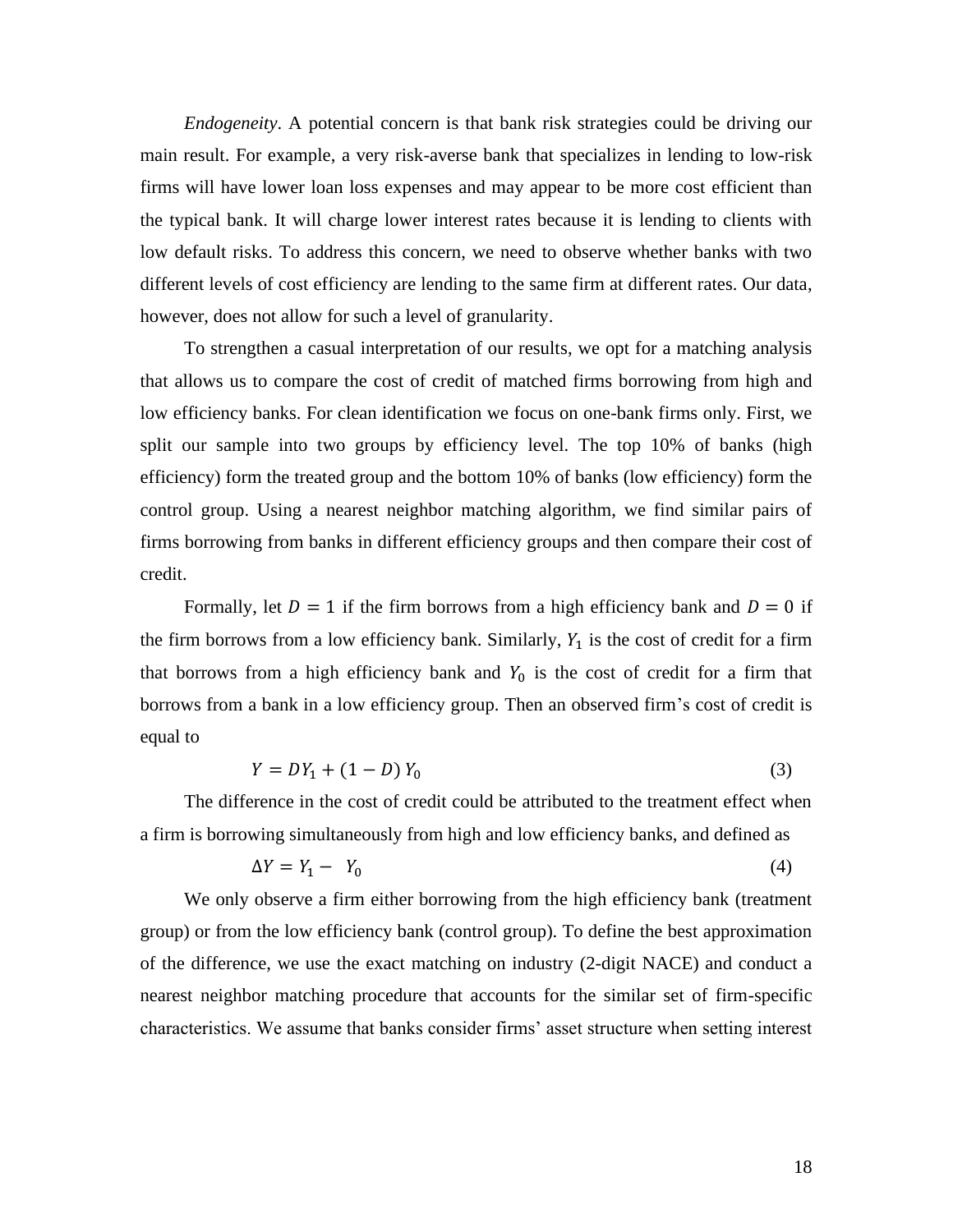*Endogeneity*. A potential concern is that bank risk strategies could be driving our main result. For example, a very risk-averse bank that specializes in lending to low-risk firms will have lower loan loss expenses and may appear to be more cost efficient than the typical bank. It will charge lower interest rates because it is lending to clients with low default risks. To address this concern, we need to observe whether banks with two different levels of cost efficiency are lending to the same firm at different rates. Our data, however, does not allow for such a level of granularity.

To strengthen a casual interpretation of our results, we opt for a matching analysis that allows us to compare the cost of credit of matched firms borrowing from high and low efficiency banks. For clean identification we focus on one-bank firms only. First, we split our sample into two groups by efficiency level. The top 10% of banks (high efficiency) form the treated group and the bottom 10% of banks (low efficiency) form the control group. Using a nearest neighbor matching algorithm, we find similar pairs of firms borrowing from banks in different efficiency groups and then compare their cost of credit.

Formally, let $D = 1$ if the firm borrows from a high efficiency bank and $D = 0$ if the firm borrows from a low efficiency bank. Similarly, $Y_1$ is the cost of credit for a firm that borrows from a high efficiency bank and $Y_0$ is the cost of credit for a firm that borrows from a bank in a low efficiency group. Then an observed firm's cost of credit is equal to

$$Y = DY_1 + (1 - D)\,Y_0 \tag{3}$$

The difference in the cost of credit could be attributed to the treatment effect when a firm is borrowing simultaneously from high and low efficiency banks, and defined as

$$\Delta Y = Y_1 - Y_0 \tag{4}$$

We only observe a firm either borrowing from the high efficiency bank (treatment group) or from the low efficiency bank (control group). To define the best approximation of the difference, we use the exact matching on industry (2-digit NACE) and conduct a nearest neighbor matching procedure that accounts for the similar set of firm-specific characteristics. We assume that banks consider firms' asset structure when setting interest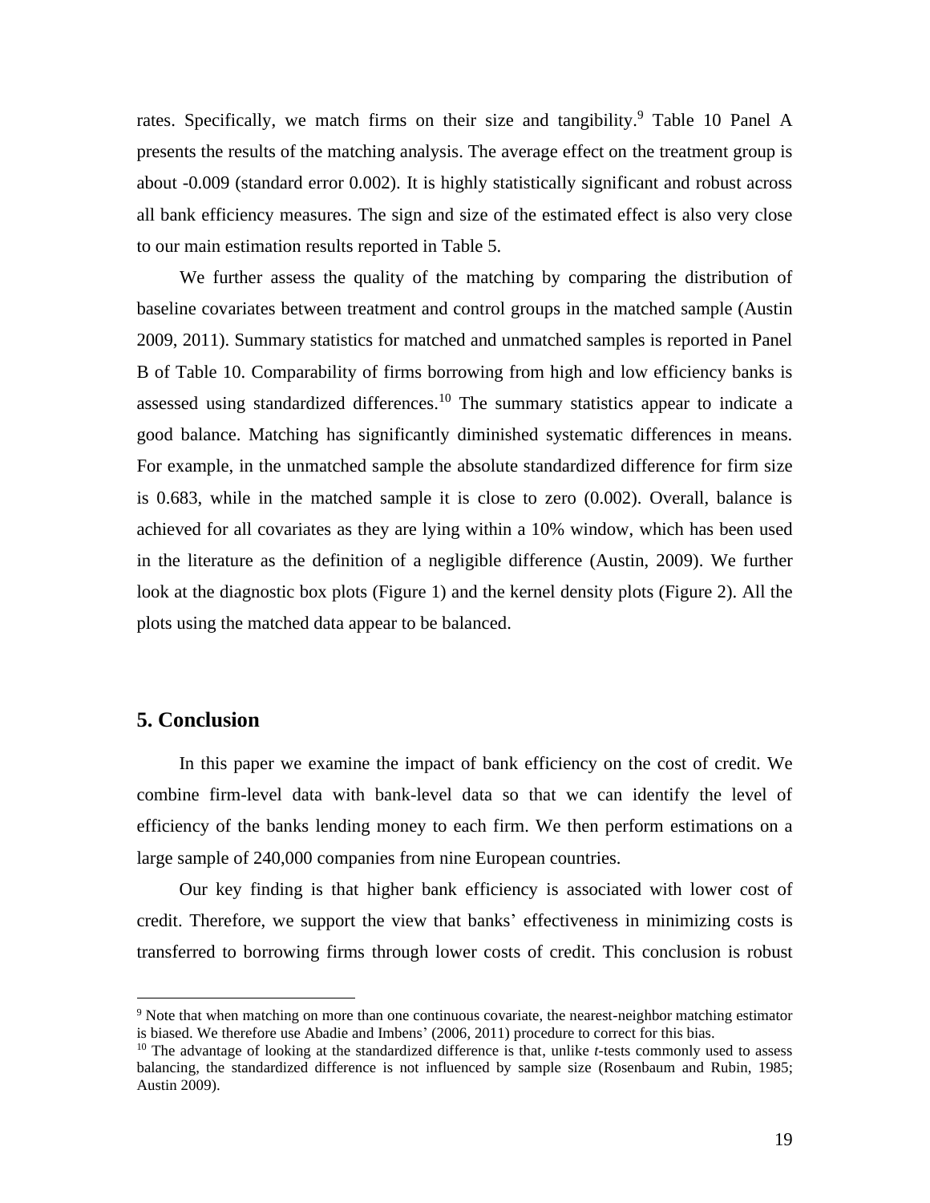rates. Specifically, we match firms on their size and tangibility.[9] Table 10 Panel A presents the results of the matching analysis. The average effect on the treatment group is about -0.009 (standard error 0.002). It is highly statistically significant and robust across all bank efficiency measures. The sign and size of the estimated effect is also very close to our main estimation results reported in Table 5.

We further assess the quality of the matching by comparing the distribution of baseline covariates between treatment and control groups in the matched sample (Austin 2009, 2011). Summary statistics for matched and unmatched samples is reported in Panel B of Table 10. Comparability of firms borrowing from high and low efficiency banks is assessed using standardized differences.[10] The summary statistics appear to indicate a good balance. Matching has significantly diminished systematic differences in means. For example, in the unmatched sample the absolute standardized difference for firm size is 0.683, while in the matched sample it is close to zero (0.002). Overall, balance is achieved for all covariates as they are lying within a 10% window, which has been used in the literature as the definition of a negligible difference (Austin, 2009). We further look at the diagnostic box plots (Figure 1) and the kernel density plots (Figure 2). All the plots using the matched data appear to be balanced.

## 5. Conclusion

In this paper we examine the impact of bank efficiency on the cost of credit. We combine firm-level data with bank-level data so that we can identify the level of efficiency of the banks lending money to each firm. We then perform estimations on a large sample of 240,000 companies from nine European countries.

Our key finding is that higher bank efficiency is associated with lower cost of credit. Therefore, we support the view that banks' effectiveness in minimizing costs is transferred to borrowing firms through lower costs of credit. This conclusion is robust

---

[9] Note that when matching on more than one continuous covariate, the nearest-neighbor matching estimator is biased. We therefore use Abadie and Imbens' (2006, 2011) procedure to correct for this bias.

[10] The advantage of looking at the standardized difference is that, unlike *t*-tests commonly used to assess balancing, the standardized difference is not influenced by sample size (Rosenbaum and Rubin, 1985; Austin 2009).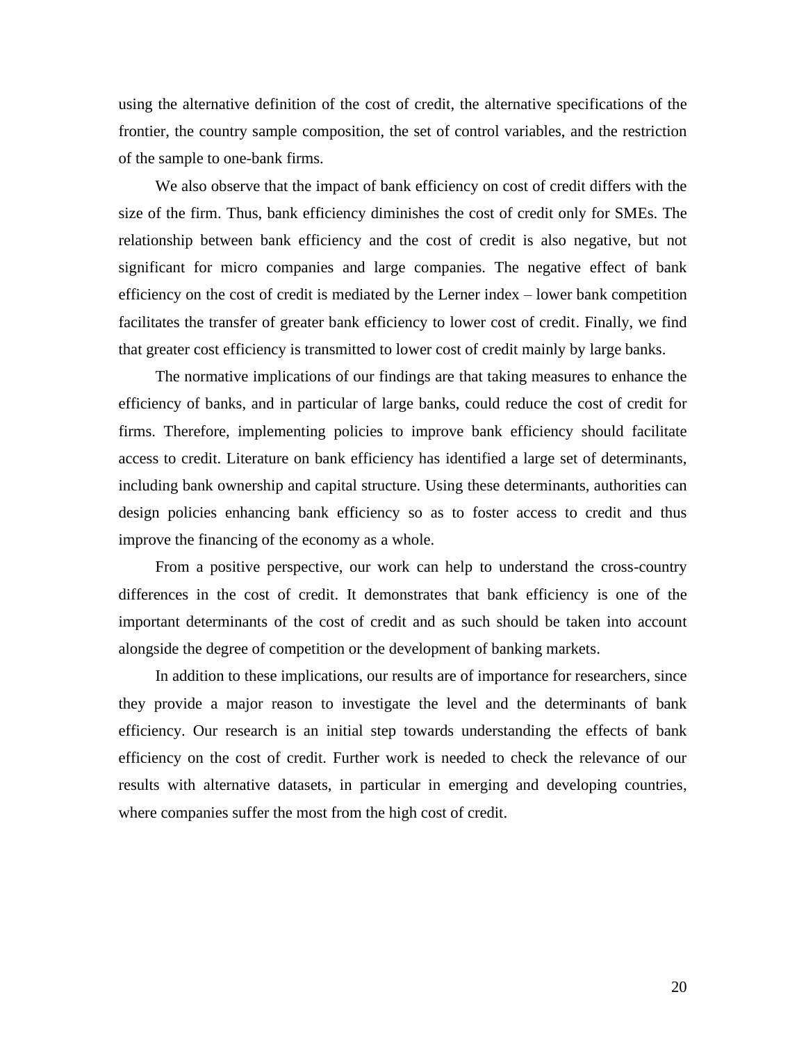using the alternative definition of the cost of credit, the alternative specifications of the frontier, the country sample composition, the set of control variables, and the restriction of the sample to one-bank firms.

We also observe that the impact of bank efficiency on cost of credit differs with the size of the firm. Thus, bank efficiency diminishes the cost of credit only for SMEs. The relationship between bank efficiency and the cost of credit is also negative, but not significant for micro companies and large companies. The negative effect of bank efficiency on the cost of credit is mediated by the Lerner index – lower bank competition facilitates the transfer of greater bank efficiency to lower cost of credit. Finally, we find that greater cost efficiency is transmitted to lower cost of credit mainly by large banks.

The normative implications of our findings are that taking measures to enhance the efficiency of banks, and in particular of large banks, could reduce the cost of credit for firms. Therefore, implementing policies to improve bank efficiency should facilitate access to credit. Literature on bank efficiency has identified a large set of determinants, including bank ownership and capital structure. Using these determinants, authorities can design policies enhancing bank efficiency so as to foster access to credit and thus improve the financing of the economy as a whole.

From a positive perspective, our work can help to understand the cross-country differences in the cost of credit. It demonstrates that bank efficiency is one of the important determinants of the cost of credit and as such should be taken into account alongside the degree of competition or the development of banking markets.

In addition to these implications, our results are of importance for researchers, since they provide a major reason to investigate the level and the determinants of bank efficiency. Our research is an initial step towards understanding the effects of bank efficiency on the cost of credit. Further work is needed to check the relevance of our results with alternative datasets, in particular in emerging and developing countries, where companies suffer the most from the high cost of credit.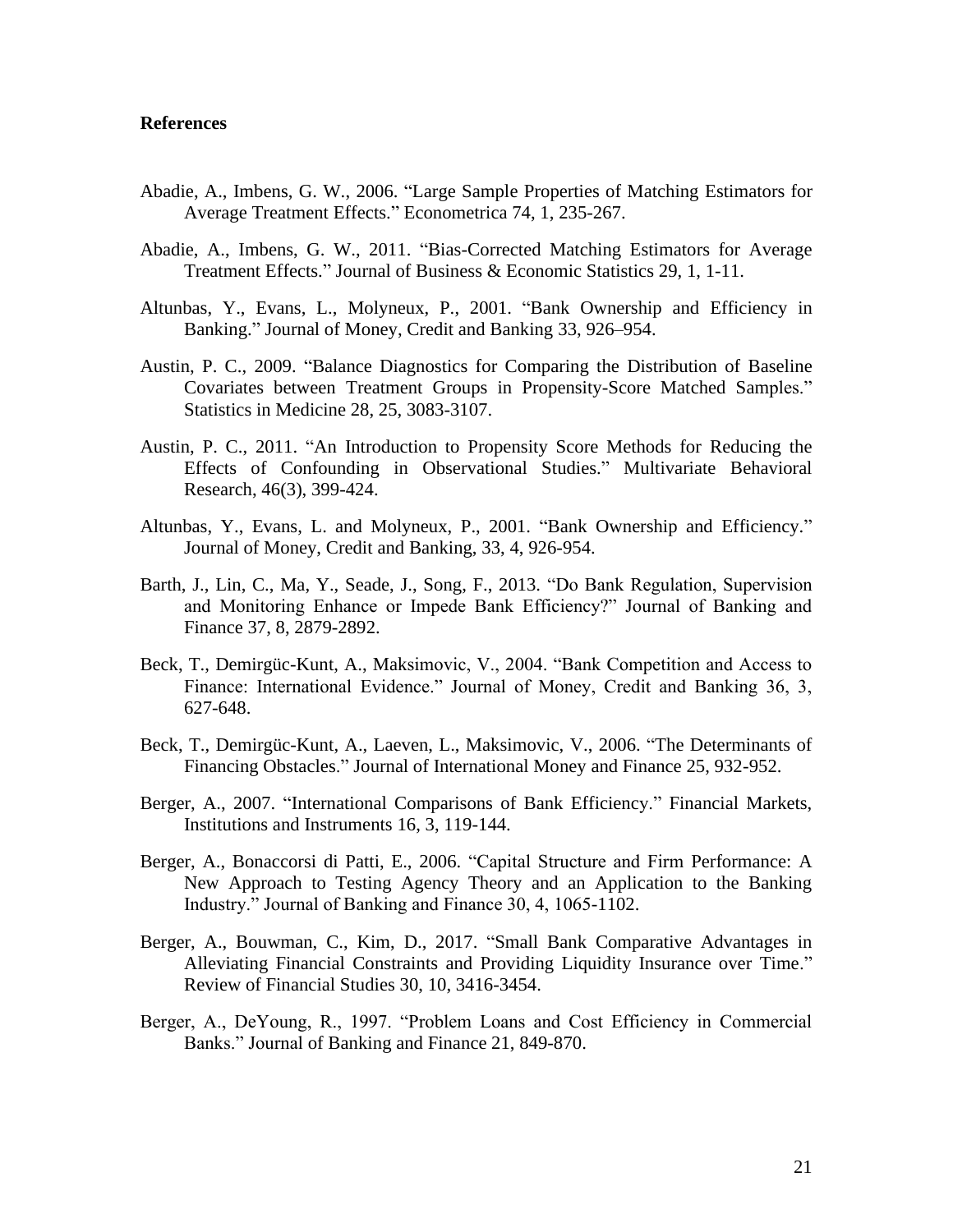## References

Abadie, A., Imbens, G. W., 2006. "Large Sample Properties of Matching Estimators for Average Treatment Effects." Econometrica 74, 1, 235-267.

Abadie, A., Imbens, G. W., 2011. "Bias-Corrected Matching Estimators for Average Treatment Effects." Journal of Business & Economic Statistics 29, 1, 1-11.

Altunbas, Y., Evans, L., Molyneux, P., 2001. "Bank Ownership and Efficiency in Banking." Journal of Money, Credit and Banking 33, 926–954.

Austin, P. C., 2009. "Balance Diagnostics for Comparing the Distribution of Baseline Covariates between Treatment Groups in Propensity-Score Matched Samples." Statistics in Medicine 28, 25, 3083-3107.

Austin, P. C., 2011. "An Introduction to Propensity Score Methods for Reducing the Effects of Confounding in Observational Studies." Multivariate Behavioral Research, 46(3), 399-424.

Altunbas, Y., Evans, L. and Molyneux, P., 2001. "Bank Ownership and Efficiency." Journal of Money, Credit and Banking, 33, 4, 926-954.

Barth, J., Lin, C., Ma, Y., Seade, J., Song, F., 2013. "Do Bank Regulation, Supervision and Monitoring Enhance or Impede Bank Efficiency?" Journal of Banking and Finance 37, 8, 2879-2892.

Beck, T., Demirgüc-Kunt, A., Maksimovic, V., 2004. "Bank Competition and Access to Finance: International Evidence." Journal of Money, Credit and Banking 36, 3, 627-648.

Beck, T., Demirgüc-Kunt, A., Laeven, L., Maksimovic, V., 2006. "The Determinants of Financing Obstacles." Journal of International Money and Finance 25, 932-952.

Berger, A., 2007. "International Comparisons of Bank Efficiency." Financial Markets, Institutions and Instruments 16, 3, 119-144.

Berger, A., Bonaccorsi di Patti, E., 2006. "Capital Structure and Firm Performance: A New Approach to Testing Agency Theory and an Application to the Banking Industry." Journal of Banking and Finance 30, 4, 1065-1102.

Berger, A., Bouwman, C., Kim, D., 2017. "Small Bank Comparative Advantages in Alleviating Financial Constraints and Providing Liquidity Insurance over Time." Review of Financial Studies 30, 10, 3416-3454.

Berger, A., DeYoung, R., 1997. "Problem Loans and Cost Efficiency in Commercial Banks." Journal of Banking and Finance 21, 849-870.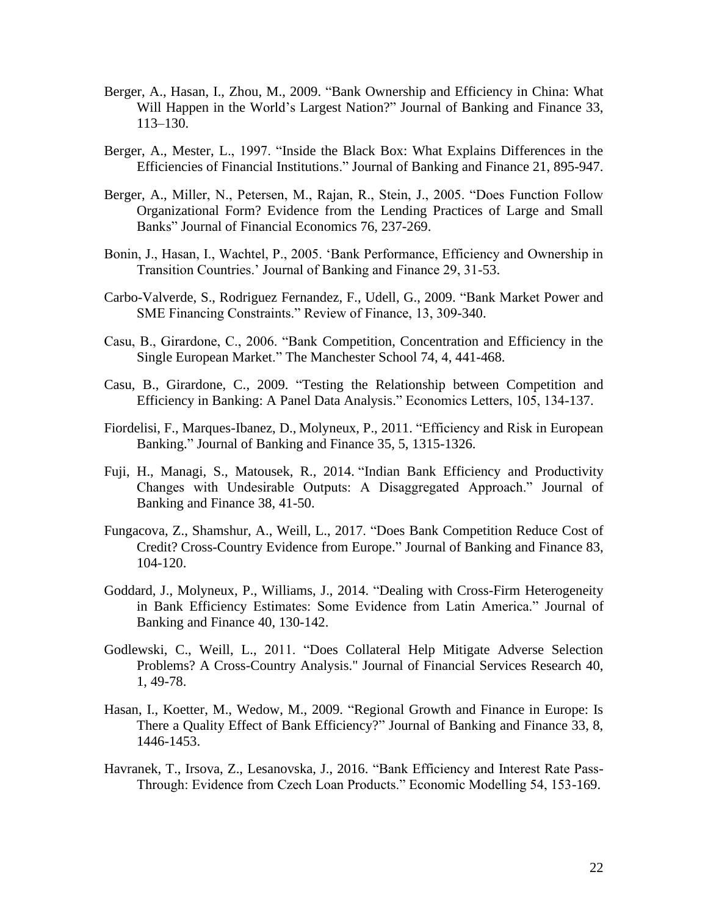Berger, A., Hasan, I., Zhou, M., 2009. "Bank Ownership and Efficiency in China: What Will Happen in the World's Largest Nation?" Journal of Banking and Finance 33, 113–130.

Berger, A., Mester, L., 1997. "Inside the Black Box: What Explains Differences in the Efficiencies of Financial Institutions." Journal of Banking and Finance 21, 895-947.

Berger, A., Miller, N., Petersen, M., Rajan, R., Stein, J., 2005. "Does Function Follow Organizational Form? Evidence from the Lending Practices of Large and Small Banks" Journal of Financial Economics 76, 237-269.

Bonin, J., Hasan, I., Wachtel, P., 2005. 'Bank Performance, Efficiency and Ownership in Transition Countries.' Journal of Banking and Finance 29, 31-53.

Carbo-Valverde, S., Rodriguez Fernandez, F., Udell, G., 2009. "Bank Market Power and SME Financing Constraints." Review of Finance, 13, 309-340.

Casu, B., Girardone, C., 2006. "Bank Competition, Concentration and Efficiency in the Single European Market." The Manchester School 74, 4, 441-468.

Casu, B., Girardone, C., 2009. "Testing the Relationship between Competition and Efficiency in Banking: A Panel Data Analysis." Economics Letters, 105, 134-137.

Fiordelisi, F., Marques-Ibanez, D., Molyneux, P., 2011. "Efficiency and Risk in European Banking." Journal of Banking and Finance 35, 5, 1315-1326.

Fuji, H., Managi, S., Matousek, R., 2014. "Indian Bank Efficiency and Productivity Changes with Undesirable Outputs: A Disaggregated Approach." Journal of Banking and Finance 38, 41-50.

Fungacova, Z., Shamshur, A., Weill, L., 2017. "Does Bank Competition Reduce Cost of Credit? Cross-Country Evidence from Europe." Journal of Banking and Finance 83, 104-120.

Goddard, J., Molyneux, P., Williams, J., 2014. "Dealing with Cross-Firm Heterogeneity in Bank Efficiency Estimates: Some Evidence from Latin America." Journal of Banking and Finance 40, 130-142.

Godlewski, C., Weill, L., 2011. "Does Collateral Help Mitigate Adverse Selection Problems? A Cross-Country Analysis." Journal of Financial Services Research 40, 1, 49-78.

Hasan, I., Koetter, M., Wedow, M., 2009. "Regional Growth and Finance in Europe: Is There a Quality Effect of Bank Efficiency?" Journal of Banking and Finance 33, 8, 1446-1453.

Havranek, T., Irsova, Z., Lesanovska, J., 2016. "Bank Efficiency and Interest Rate Pass-Through: Evidence from Czech Loan Products." Economic Modelling 54, 153-169.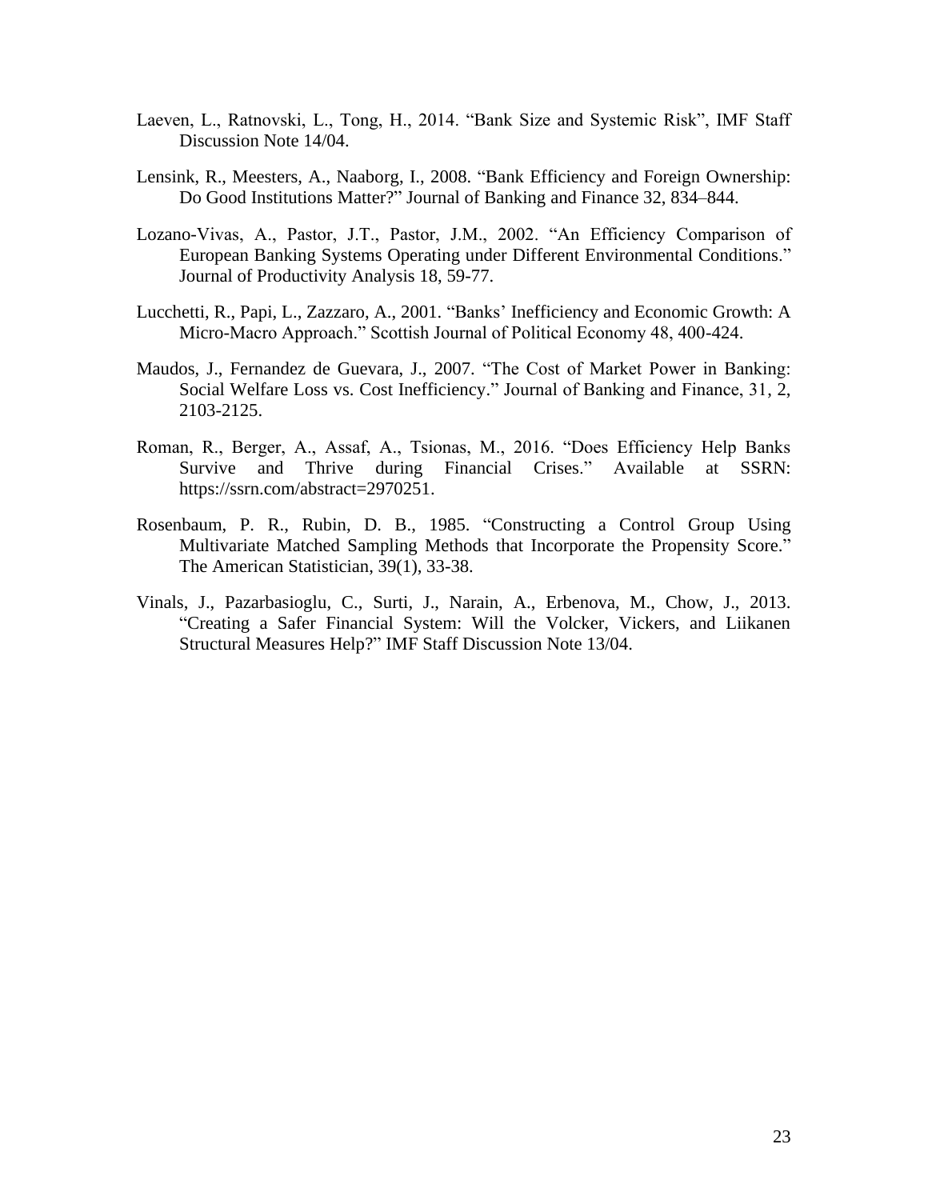Laeven, L., Ratnovski, L., Tong, H., 2014. "Bank Size and Systemic Risk", IMF Staff Discussion Note 14/04.

Lensink, R., Meesters, A., Naaborg, I., 2008. "Bank Efficiency and Foreign Ownership: Do Good Institutions Matter?" Journal of Banking and Finance 32, 834–844.

Lozano-Vivas, A., Pastor, J.T., Pastor, J.M., 2002. "An Efficiency Comparison of European Banking Systems Operating under Different Environmental Conditions." Journal of Productivity Analysis 18, 59-77.

Lucchetti, R., Papi, L., Zazzaro, A., 2001. "Banks' Inefficiency and Economic Growth: A Micro-Macro Approach." Scottish Journal of Political Economy 48, 400-424.

Maudos, J., Fernandez de Guevara, J., 2007. "The Cost of Market Power in Banking: Social Welfare Loss vs. Cost Inefficiency." Journal of Banking and Finance, 31, 2, 2103-2125.

Roman, R., Berger, A., Assaf, A., Tsionas, M., 2016. "Does Efficiency Help Banks Survive and Thrive during Financial Crises." Available at SSRN: https://ssrn.com/abstract=2970251.

Rosenbaum, P. R., Rubin, D. B., 1985. "Constructing a Control Group Using Multivariate Matched Sampling Methods that Incorporate the Propensity Score." The American Statistician, 39(1), 33-38.

Vinals, J., Pazarbasioglu, C., Surti, J., Narain, A., Erbenova, M., Chow, J., 2013. "Creating a Safer Financial System: Will the Volcker, Vickers, and Liikanen Structural Measures Help?" IMF Staff Discussion Note 13/04.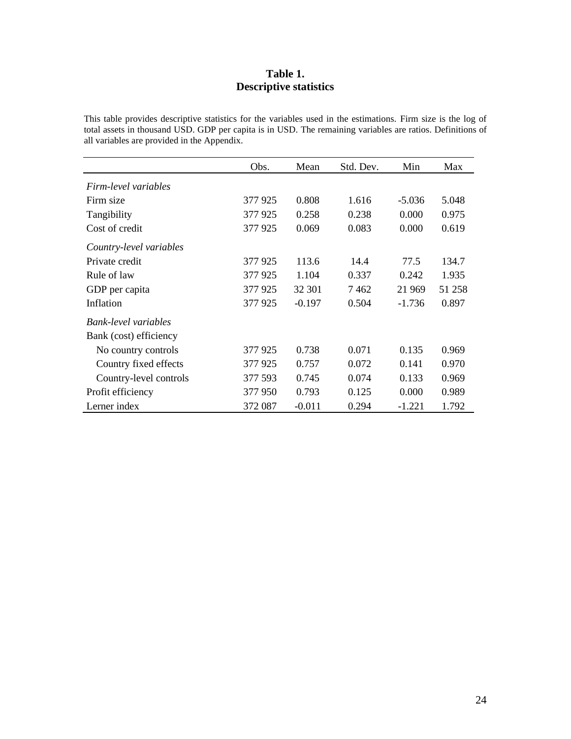**Table 1.**
**Descriptive statistics**

This table provides descriptive statistics for the variables used in the estimations. Firm size is the log of total assets in thousand USD. GDP per capita is in USD. The remaining variables are ratios. Definitions of all variables are provided in the Appendix.

| | Obs. | Mean | Std. Dev. | Min | Max |
|---|---|---|---|---|---|
| *Firm-level variables* | | | | | |
| Firm size | 377 925 | 0.808 | 1.616 | -5.036 | 5.048 |
| Tangibility | 377 925 | 0.258 | 0.238 | 0.000 | 0.975 |
| Cost of credit | 377 925 | 0.069 | 0.083 | 0.000 | 0.619 |
| *Country-level variables* | | | | | |
| Private credit | 377 925 | 113.6 | 14.4 | 77.5 | 134.7 |
| Rule of law | 377 925 | 1.104 | 0.337 | 0.242 | 1.935 |
| GDP per capita | 377 925 | 32 301 | 7 462 | 21 969 | 51 258 |
| Inflation | 377 925 | -0.197 | 0.504 | -1.736 | 0.897 |
| *Bank-level variables* | | | | | |
| Bank (cost) efficiency | | | | | |
| No country controls | 377 925 | 0.738 | 0.071 | 0.135 | 0.969 |
| Country fixed effects | 377 925 | 0.757 | 0.072 | 0.141 | 0.970 |
| Country-level controls | 377 593 | 0.745 | 0.074 | 0.133 | 0.969 |
| Profit efficiency | 377 950 | 0.793 | 0.125 | 0.000 | 0.989 |
| Lerner index | 372 087 | -0.011 | 0.294 | -1.221 | 1.792 |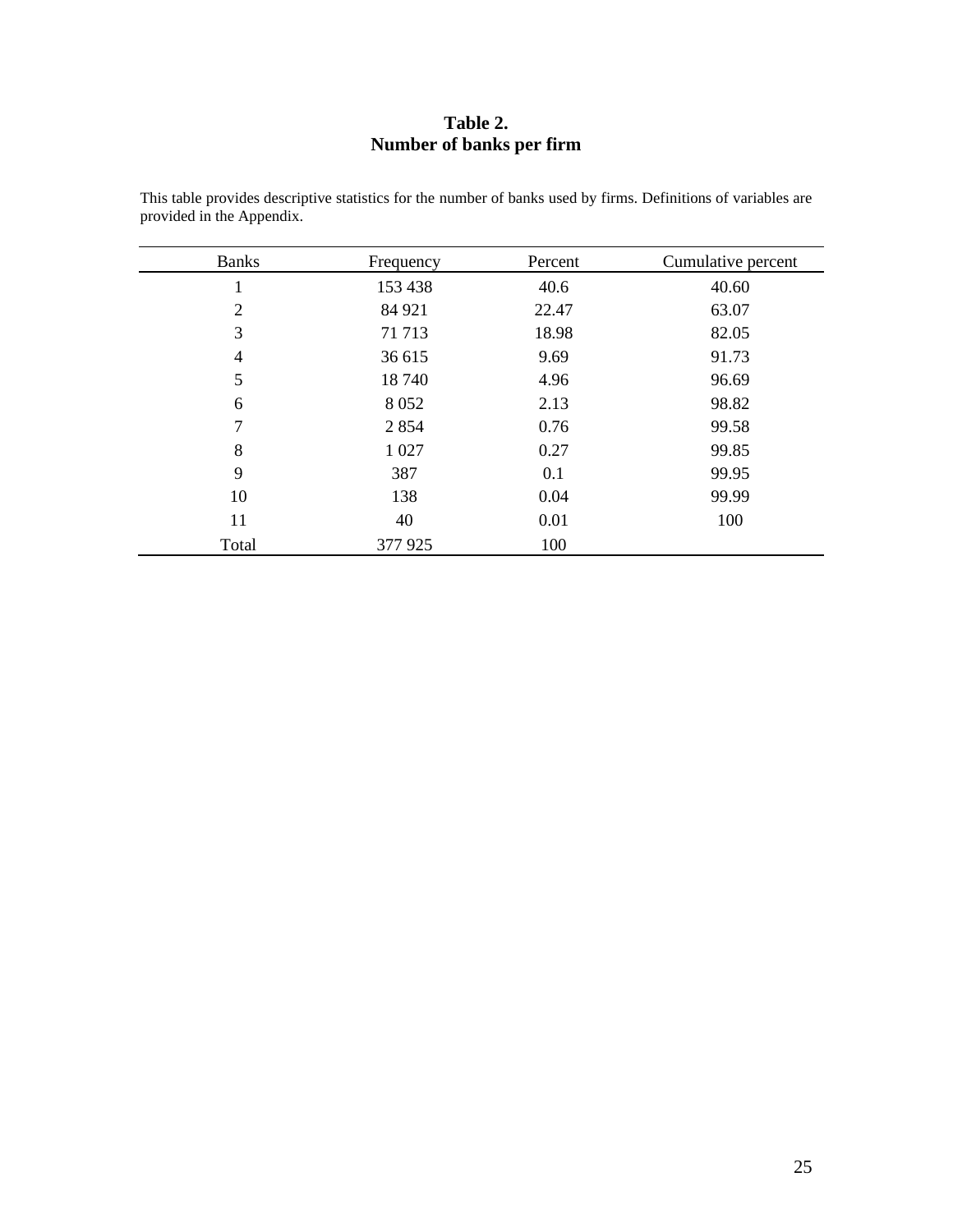**Table 2.**
**Number of banks per firm**

This table provides descriptive statistics for the number of banks used by firms. Definitions of variables are provided in the Appendix.

| Banks | Frequency | Percent | Cumulative percent |
|---|---|---|---|
| 1 | 153 438 | 40.6 | 40.60 |
| 2 | 84 921 | 22.47 | 63.07 |
| 3 | 71 713 | 18.98 | 82.05 |
| 4 | 36 615 | 9.69 | 91.73 |
| 5 | 18 740 | 4.96 | 96.69 |
| 6 | 8 052 | 2.13 | 98.82 |
| 7 | 2 854 | 0.76 | 99.58 |
| 8 | 1 027 | 0.27 | 99.85 |
| 9 | 387 | 0.1 | 99.95 |
| 10 | 138 | 0.04 | 99.99 |
| 11 | 40 | 0.01 | 100 |
| Total | 377 925 | 100 | |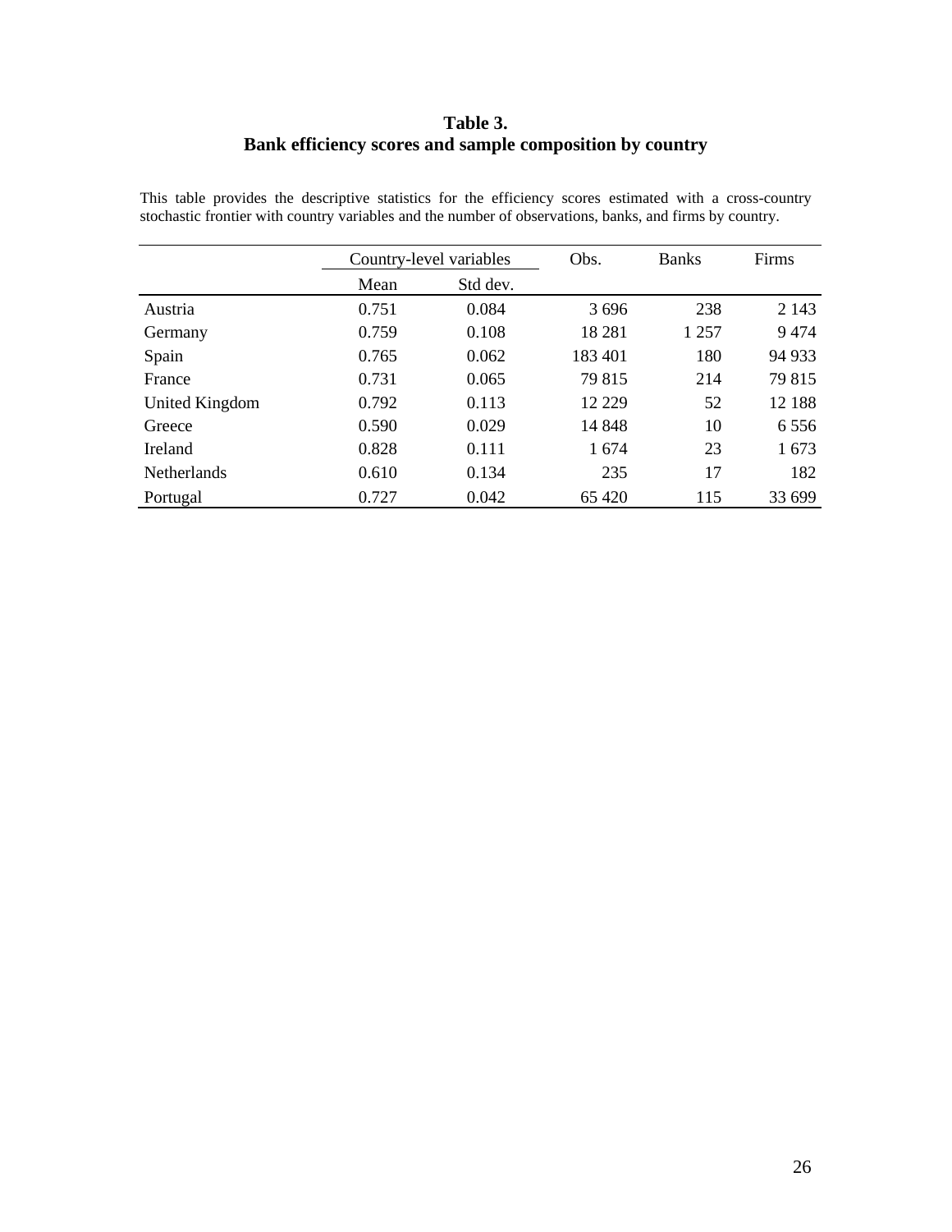**Table 3.**
**Bank efficiency scores and sample composition by country**

This table provides the descriptive statistics for the efficiency scores estimated with a cross-country stochastic frontier with country variables and the number of observations, banks, and firms by country.

| | Country-level variables | | Obs. | Banks | Firms |
|---|---|---|---|---|---|
| | Mean | Std dev. | | | |
| Austria | 0.751 | 0.084 | 3 696 | 238 | 2 143 |
| Germany | 0.759 | 0.108 | 18 281 | 1 257 | 9 474 |
| Spain | 0.765 | 0.062 | 183 401 | 180 | 94 933 |
| France | 0.731 | 0.065 | 79 815 | 214 | 79 815 |
| United Kingdom | 0.792 | 0.113 | 12 229 | 52 | 12 188 |
| Greece | 0.590 | 0.029 | 14 848 | 10 | 6 556 |
| Ireland | 0.828 | 0.111 | 1 674 | 23 | 1 673 |
| Netherlands | 0.610 | 0.134 | 235 | 17 | 182 |
| Portugal | 0.727 | 0.042 | 65 420 | 115 | 33 699 |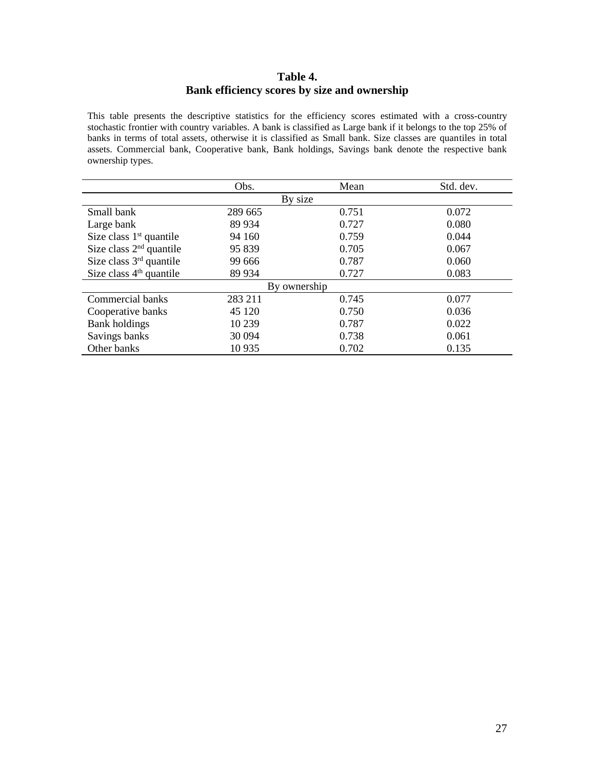**Table 4.**
**Bank efficiency scores by size and ownership**

This table presents the descriptive statistics for the efficiency scores estimated with a cross-country stochastic frontier with country variables. A bank is classified as Large bank if it belongs to the top 25% of banks in terms of total assets, otherwise it is classified as Small bank. Size classes are quantiles in total assets. Commercial bank, Cooperative bank, Bank holdings, Savings bank denote the respective bank ownership types.

| | Obs. | Mean | Std. dev. |
|---|---|---|---|
| | By size | | |
| Small bank | 289 665 | 0.751 | 0.072 |
| Large bank | 89 934 | 0.727 | 0.080 |
| Size class 1st quantile | 94 160 | 0.759 | 0.044 |
| Size class 2nd quantile | 95 839 | 0.705 | 0.067 |
| Size class 3rd quantile | 99 666 | 0.787 | 0.060 |
| Size class 4th quantile | 89 934 | 0.727 | 0.083 |
| | By ownership | | |
| Commercial banks | 283 211 | 0.745 | 0.077 |
| Cooperative banks | 45 120 | 0.750 | 0.036 |
| Bank holdings | 10 239 | 0.787 | 0.022 |
| Savings banks | 30 094 | 0.738 | 0.061 |
| Other banks | 10 935 | 0.702 | 0.135 |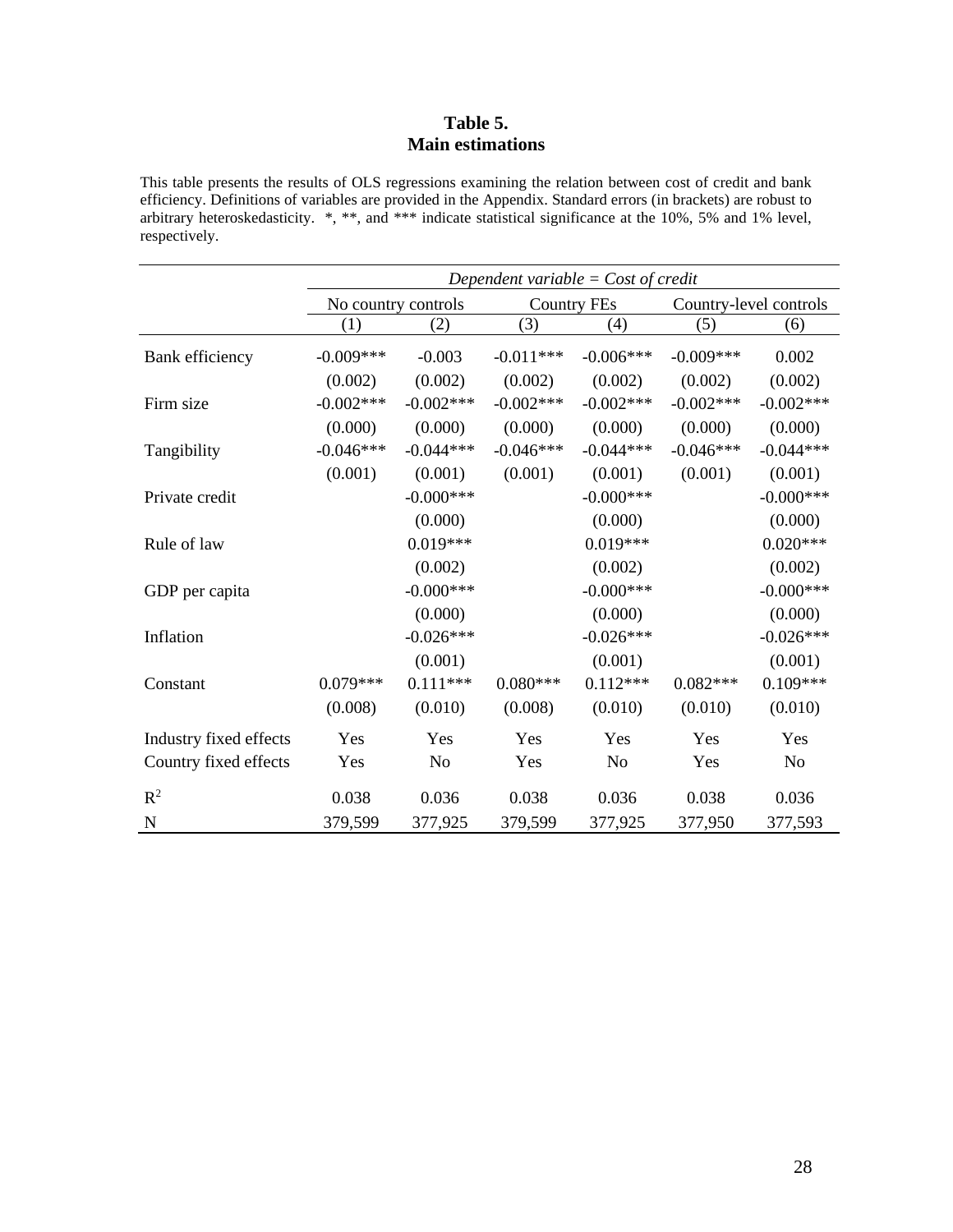**Table 5.**
**Main estimations**

This table presents the results of OLS regressions examining the relation between cost of credit and bank efficiency. Definitions of variables are provided in the Appendix. Standard errors (in brackets) are robust to arbitrary heteroskedasticity. *, **, and *** indicate statistical significance at the 10%, 5% and 1% level, respectively.

| | *Dependent variable = Cost of credit* | | | | | |
|---|---|---|---|---|---|---|
| | No country controls | | Country FEs | | Country-level controls | |
| | (1) | (2) | (3) | (4) | (5) | (6) |
| Bank efficiency | -0.009*** | -0.003 | -0.011*** | -0.006*** | -0.009*** | 0.002 |
| | (0.002) | (0.002) | (0.002) | (0.002) | (0.002) | (0.002) |
| Firm size | -0.002*** | -0.002*** | -0.002*** | -0.002*** | -0.002*** | -0.002*** |
| | (0.000) | (0.000) | (0.000) | (0.000) | (0.000) | (0.000) |
| Tangibility | -0.046*** | -0.044*** | -0.046*** | -0.044*** | -0.046*** | -0.044*** |
| | (0.001) | (0.001) | (0.001) | (0.001) | (0.001) | (0.001) |
| Private credit | | -0.000*** | | -0.000*** | | -0.000*** |
| | | (0.000) | | (0.000) | | (0.000) |
| Rule of law | | 0.019*** | | 0.019*** | | 0.020*** |
| | | (0.002) | | (0.002) | | (0.002) |
| GDP per capita | | -0.000*** | | -0.000*** | | -0.000*** |
| | | (0.000) | | (0.000) | | (0.000) |
| Inflation | | -0.026*** | | -0.026*** | | -0.026*** |
| | | (0.001) | | (0.001) | | (0.001) |
| Constant | 0.079*** | 0.111*** | 0.080*** | 0.112*** | 0.082*** | 0.109*** |
| | (0.008) | (0.010) | (0.008) | (0.010) | (0.010) | (0.010) |
| Industry fixed effects | Yes | Yes | Yes | Yes | Yes | Yes |
| Country fixed effects | Yes | No | Yes | No | Yes | No |
| $R^2$ | 0.038 | 0.036 | 0.038 | 0.036 | 0.038 | 0.036 |
| N | 379,599 | 377,925 | 379,599 | 377,925 | 377,950 | 377,593 |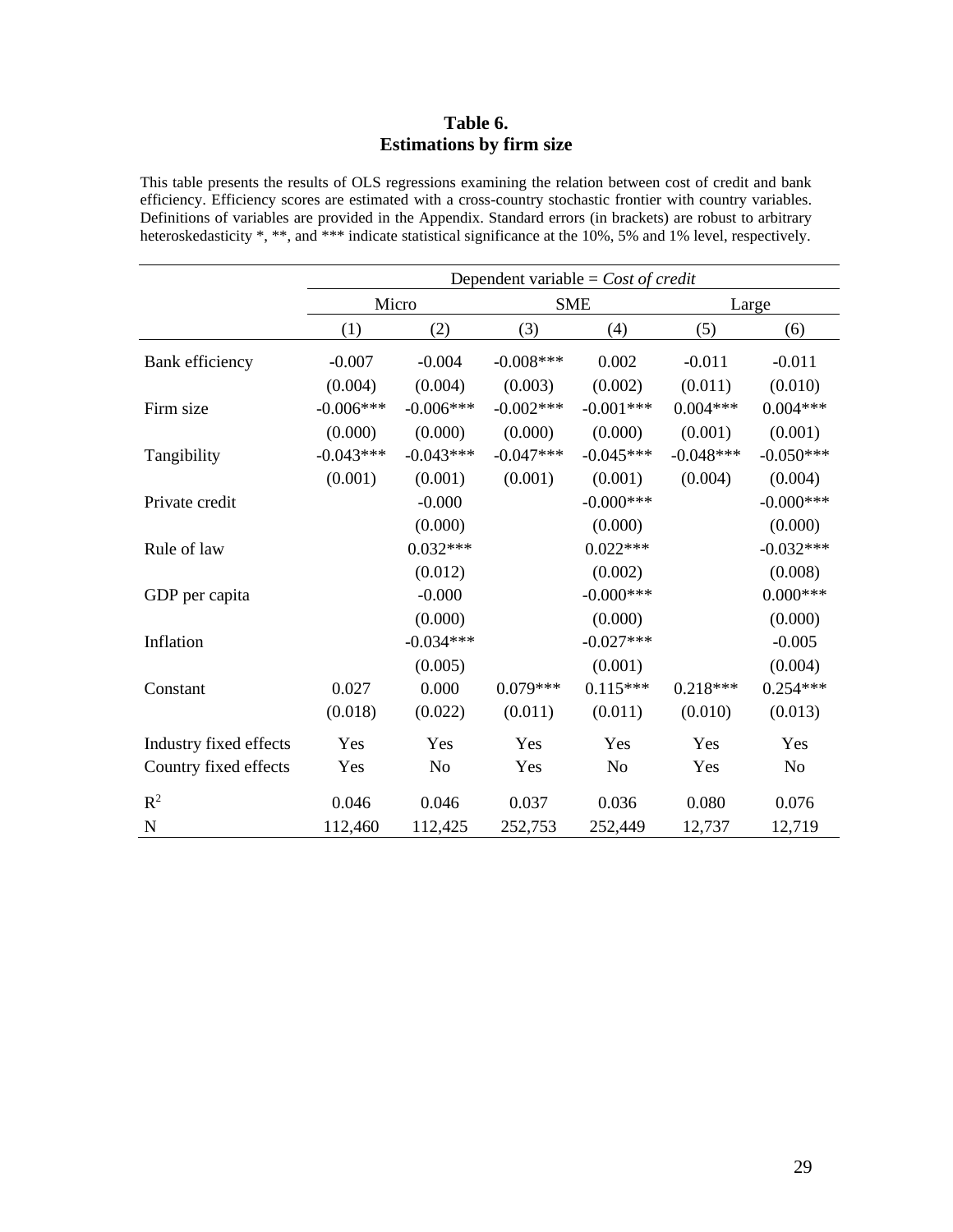**Table 6.**
**Estimations by firm size**

This table presents the results of OLS regressions examining the relation between cost of credit and bank efficiency. Efficiency scores are estimated with a cross-country stochastic frontier with country variables. Definitions of variables are provided in the Appendix. Standard errors (in brackets) are robust to arbitrary heteroskedasticity *, **, and *** indicate statistical significance at the 10%, 5% and 1% level, respectively.

| | Dependent variable = *Cost of credit* | | | | | |
|---|---|---|---|---|---|---|
| | Micro | | SME | | Large | |
| | (1) | (2) | (3) | (4) | (5) | (6) |
| Bank efficiency | -0.007 | -0.004 | -0.008*** | 0.002 | -0.011 | -0.011 |
| | (0.004) | (0.004) | (0.003) | (0.002) | (0.011) | (0.010) |
| Firm size | -0.006*** | -0.006*** | -0.002*** | -0.001*** | 0.004*** | 0.004*** |
| | (0.000) | (0.000) | (0.000) | (0.000) | (0.001) | (0.001) |
| Tangibility | -0.043*** | -0.043*** | -0.047*** | -0.045*** | -0.048*** | -0.050*** |
| | (0.001) | (0.001) | (0.001) | (0.001) | (0.004) | (0.004) |
| Private credit | | -0.000 | | -0.000*** | | -0.000*** |
| | | (0.000) | | (0.000) | | (0.000) |
| Rule of law | | 0.032*** | | 0.022*** | | -0.032*** |
| | | (0.012) | | (0.002) | | (0.008) |
| GDP per capita | | -0.000 | | -0.000*** | | 0.000*** |
| | | (0.000) | | (0.000) | | (0.000) |
| Inflation | | -0.034*** | | -0.027*** | | -0.005 |
| | | (0.005) | | (0.001) | | (0.004) |
| Constant | 0.027 | 0.000 | 0.079*** | 0.115*** | 0.218*** | 0.254*** |
| | (0.018) | (0.022) | (0.011) | (0.011) | (0.010) | (0.013) |
| Industry fixed effects | Yes | Yes | Yes | Yes | Yes | Yes |
| Country fixed effects | Yes | No | Yes | No | Yes | No |
| $R^2$ | 0.046 | 0.046 | 0.037 | 0.036 | 0.080 | 0.076 |
| N | 112,460 | 112,425 | 252,753 | 252,449 | 12,737 | 12,719 |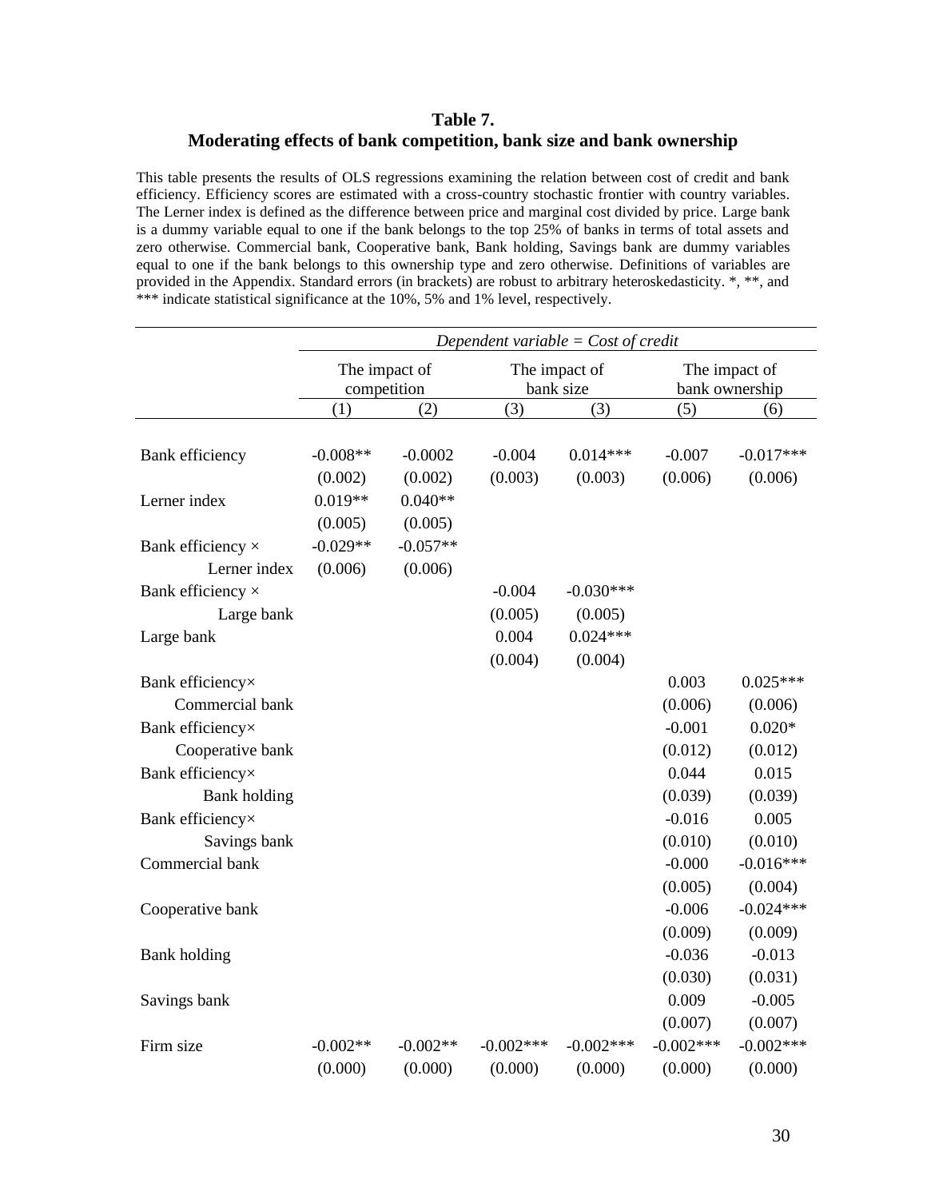**Table 7.**
**Moderating effects of bank competition, bank size and bank ownership**

This table presents the results of OLS regressions examining the relation between cost of credit and bank efficiency. Efficiency scores are estimated with a cross-country stochastic frontier with country variables. The Lerner index is defined as the difference between price and marginal cost divided by price. Large bank is a dummy variable equal to one if the bank belongs to the top 25% of banks in terms of total assets and zero otherwise. Commercial bank, Cooperative bank, Bank holding, Savings bank are dummy variables equal to one if the bank belongs to this ownership type and zero otherwise. Definitions of variables are provided in the Appendix. Standard errors (in brackets) are robust to arbitrary heteroskedasticity. *, **, and *** indicate statistical significance at the 10%, 5% and 1% level, respectively.

| | *Dependent variable = Cost of credit* | | | | | |
|---|---|---|---|---|---|---|
| | The impact of competition | | The impact of bank size | | The impact of bank ownership | |
| | (1) | (2) | (3) | (3) | (5) | (6) |
| Bank efficiency | -0.008** | -0.0002 | -0.004 | 0.014*** | -0.007 | -0.017*** |
| | (0.002) | (0.002) | (0.003) | (0.003) | (0.006) | (0.006) |
| Lerner index | 0.019** | 0.040** | | | | |
| | (0.005) | (0.005) | | | | |
| Bank efficiency × Lerner index | -0.029** | -0.057** | | | | |
| | (0.006) | (0.006) | | | | |
| Bank efficiency × Large bank | | | -0.004 | -0.030*** | | |
| | | | (0.005) | (0.005) | | |
| Large bank | | | 0.004 | 0.024*** | | |
| | | | (0.004) | (0.004) | | |
| Bank efficiency× Commercial bank | | | | | 0.003 | 0.025*** |
| | | | | | (0.006) | (0.006) |
| Bank efficiency× Cooperative bank | | | | | -0.001 | 0.020* |
| | | | | | (0.012) | (0.012) |
| Bank efficiency× Bank holding | | | | | 0.044 | 0.015 |
| | | | | | (0.039) | (0.039) |
| Bank efficiency× Savings bank | | | | | -0.016 | 0.005 |
| | | | | | (0.010) | (0.010) |
| Commercial bank | | | | | -0.000 | -0.016*** |
| | | | | | (0.005) | (0.004) |
| Cooperative bank | | | | | -0.006 | -0.024*** |
| | | | | | (0.009) | (0.009) |
| Bank holding | | | | | -0.036 | -0.013 |
| | | | | | (0.030) | (0.031) |
| Savings bank | | | | | 0.009 | -0.005 |
| | | | | | (0.007) | (0.007) |
| Firm size | -0.002** | -0.002** | -0.002*** | -0.002*** | -0.002*** | -0.002*** |
| | (0.000) | (0.000) | (0.000) | (0.000) | (0.000) | (0.000) |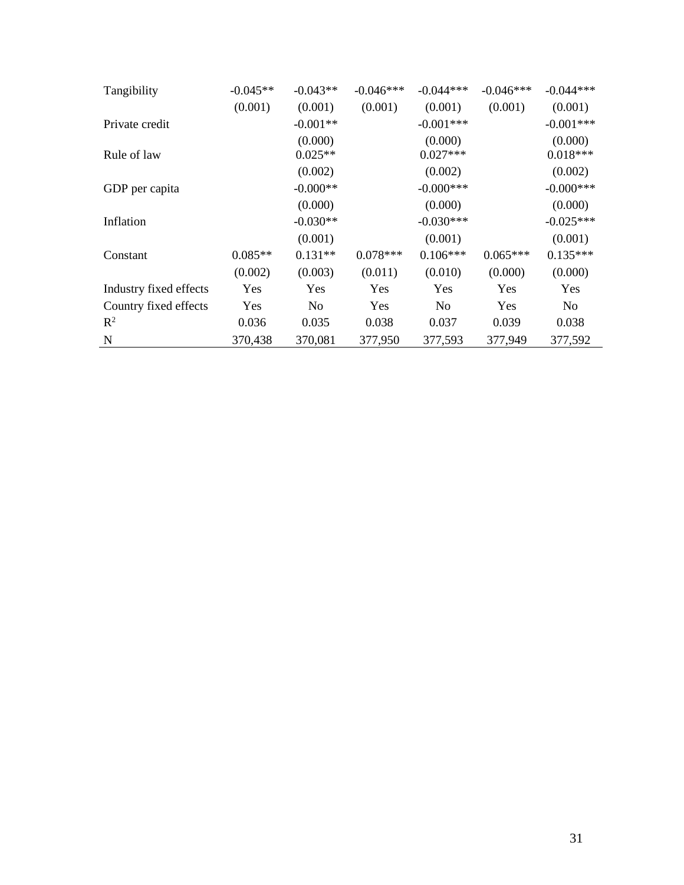| | | | | | | |
|---|---|---|---|---|---|---|
| Tangibility | -0.045** | -0.043** | -0.046*** | -0.044*** | -0.046*** | -0.044*** |
| | (0.001) | (0.001) | (0.001) | (0.001) | (0.001) | (0.001) |
| Private credit | | -0.001** | | -0.001*** | | -0.001*** |
| | | (0.000) | | (0.000) | | (0.000) |
| Rule of law | | 0.025** | | 0.027*** | | 0.018*** |
| | | (0.002) | | (0.002) | | (0.002) |
| GDP per capita | | -0.000** | | -0.000*** | | -0.000*** |
| | | (0.000) | | (0.000) | | (0.000) |
| Inflation | | -0.030** | | -0.030*** | | -0.025*** |
| | | (0.001) | | (0.001) | | (0.001) |
| Constant | 0.085** | 0.131** | 0.078*** | 0.106*** | 0.065*** | 0.135*** |
| | (0.002) | (0.003) | (0.011) | (0.010) | (0.000) | (0.000) |
| Industry fixed effects | Yes | Yes | Yes | Yes | Yes | Yes |
| Country fixed effects | Yes | No | Yes | No | Yes | No |
| $R^2$ | 0.036 | 0.035 | 0.038 | 0.037 | 0.039 | 0.038 |
| N | 370,438 | 370,081 | 377,950 | 377,593 | 377,949 | 377,592 |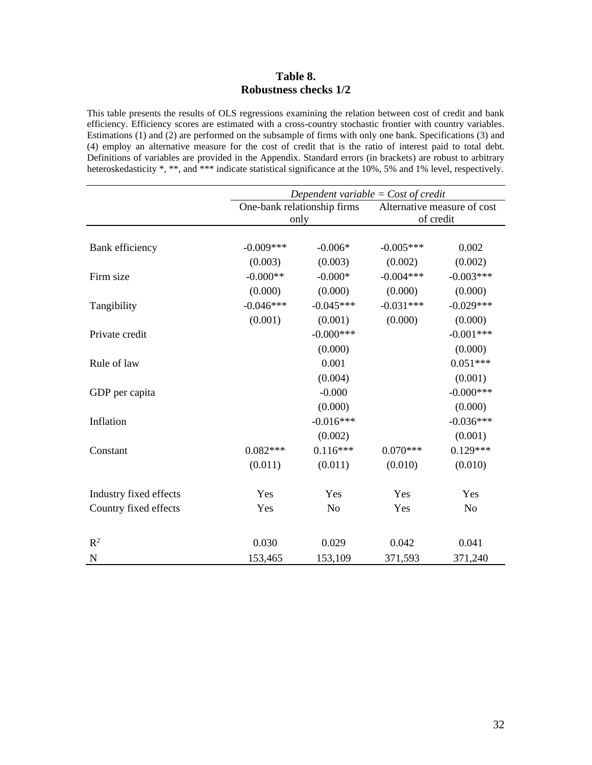**Table 8.**
**Robustness checks 1/2**

This table presents the results of OLS regressions examining the relation between cost of credit and bank efficiency. Efficiency scores are estimated with a cross-country stochastic frontier with country variables. Estimations (1) and (2) are performed on the subsample of firms with only one bank. Specifications (3) and (4) employ an alternative measure for the cost of credit that is the ratio of interest paid to total debt. Definitions of variables are provided in the Appendix. Standard errors (in brackets) are robust to arbitrary heteroskedasticity *, **, and *** indicate statistical significance at the 10%, 5% and 1% level, respectively.

| | *Dependent variable = Cost of credit* | | | |
|---|---|---|---|---|
| | One-bank relationship firms only | | Alternative measure of cost of credit | |
| Bank efficiency | -0.009*** | -0.006* | -0.005*** | 0.002 |
| | (0.003) | (0.003) | (0.002) | (0.002) |
| Firm size | -0.000** | -0.000* | -0.004*** | -0.003*** |
| | (0.000) | (0.000) | (0.000) | (0.000) |
| Tangibility | -0.046*** | -0.045*** | -0.031*** | -0.029*** |
| | (0.001) | (0.001) | (0.000) | (0.000) |
| Private credit | | -0.000*** | | -0.001*** |
| | | (0.000) | | (0.000) |
| Rule of law | | 0.001 | | 0.051*** |
| | | (0.004) | | (0.001) |
| GDP per capita | | -0.000 | | -0.000*** |
| | | (0.000) | | (0.000) |
| Inflation | | -0.016*** | | -0.036*** |
| | | (0.002) | | (0.001) |
| Constant | 0.082*** | 0.116*** | 0.070*** | 0.129*** |
| | (0.011) | (0.011) | (0.010) | (0.010) |
| Industry fixed effects | Yes | Yes | Yes | Yes |
| Country fixed effects | Yes | No | Yes | No |
| $R^2$ | 0.030 | 0.029 | 0.042 | 0.041 |
| N | 153,465 | 153,109 | 371,593 | 371,240 |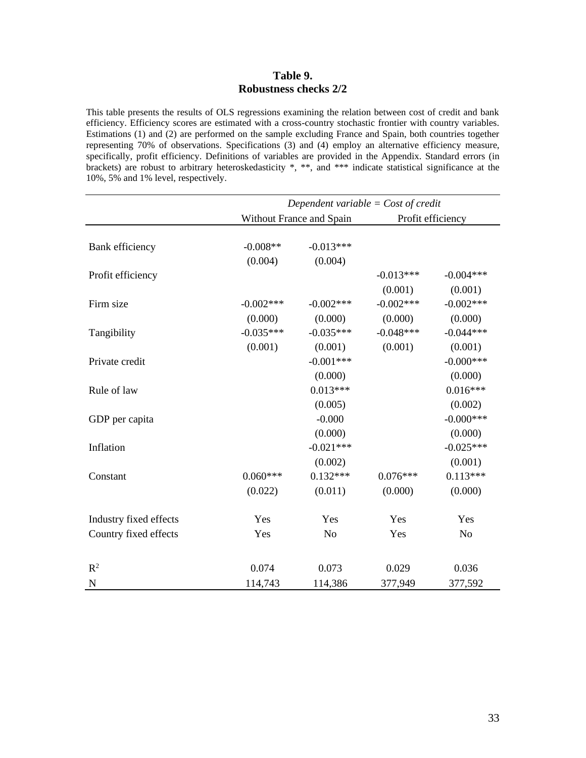**Table 9.**
**Robustness checks 2/2**

This table presents the results of OLS regressions examining the relation between cost of credit and bank efficiency. Efficiency scores are estimated with a cross-country stochastic frontier with country variables. Estimations (1) and (2) are performed on the sample excluding France and Spain, both countries together representing 70% of observations. Specifications (3) and (4) employ an alternative efficiency measure, specifically, profit efficiency. Definitions of variables are provided in the Appendix. Standard errors (in brackets) are robust to arbitrary heteroskedasticity *, **, and *** indicate statistical significance at the 10%, 5% and 1% level, respectively.

| | *Dependent variable = Cost of credit* | | | |
|---|---|---|---|---|
| | Without France and Spain | | Profit efficiency | |
| Bank efficiency | -0.008** | -0.013*** | | |
| | (0.004) | (0.004) | | |
| Profit efficiency | | | -0.013*** | -0.004*** |
| | | | (0.001) | (0.001) |
| Firm size | -0.002*** | -0.002*** | -0.002*** | -0.002*** |
| | (0.000) | (0.000) | (0.000) | (0.000) |
| Tangibility | -0.035*** | -0.035*** | -0.048*** | -0.044*** |
| | (0.001) | (0.001) | (0.001) | (0.001) |
| Private credit | | -0.001*** | | -0.000*** |
| | | (0.000) | | (0.000) |
| Rule of law | | 0.013*** | | 0.016*** |
| | | (0.005) | | (0.002) |
| GDP per capita | | -0.000 | | -0.000*** |
| | | (0.000) | | (0.000) |
| Inflation | | -0.021*** | | -0.025*** |
| | | (0.002) | | (0.001) |
| Constant | 0.060*** | 0.132*** | 0.076*** | 0.113*** |
| | (0.022) | (0.011) | (0.000) | (0.000) |
| Industry fixed effects | Yes | Yes | Yes | Yes |
| Country fixed effects | Yes | No | Yes | No |
| $R^2$ | 0.074 | 0.073 | 0.029 | 0.036 |
| N | 114,743 | 114,386 | 377,949 | 377,592 |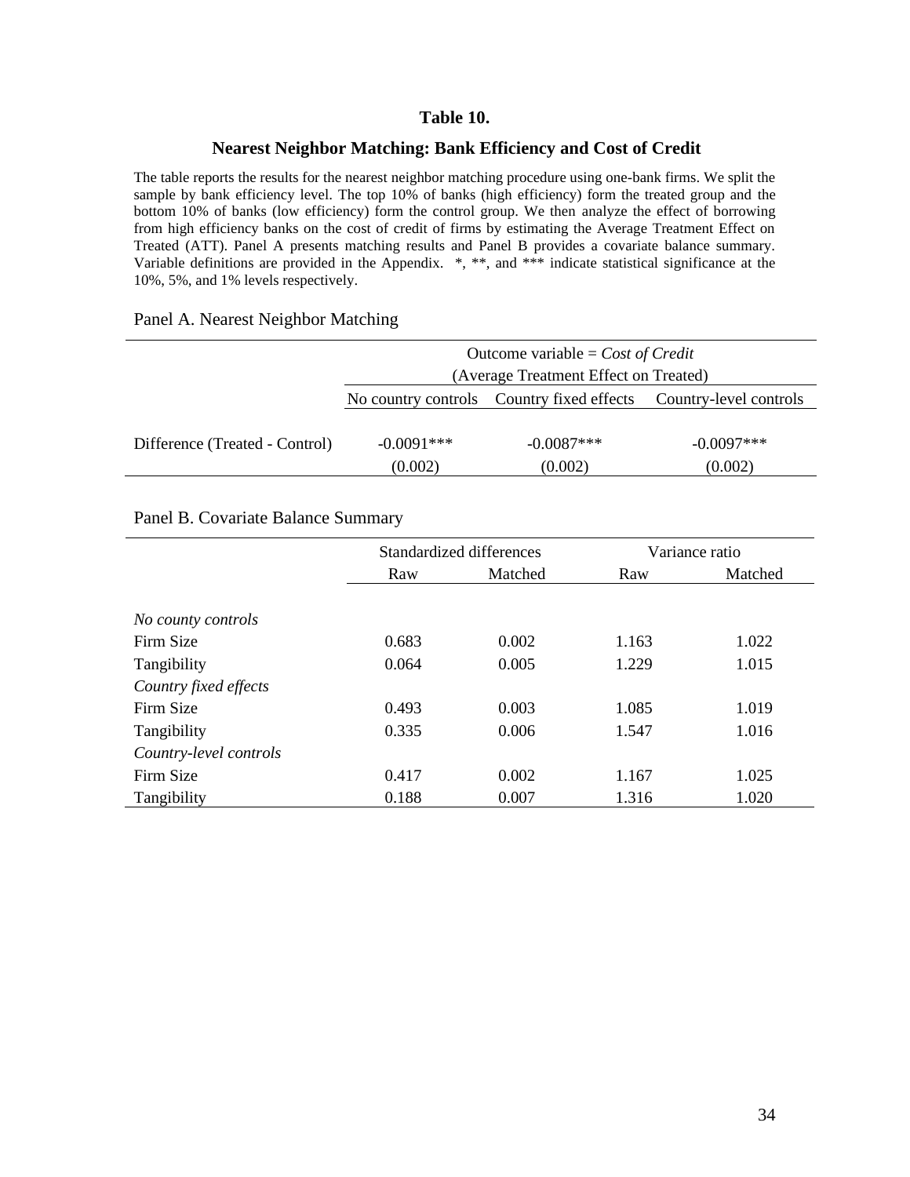**Table 10.**

**Nearest Neighbor Matching: Bank Efficiency and Cost of Credit**

The table reports the results for the nearest neighbor matching procedure using one-bank firms. We split the sample by bank efficiency level. The top 10% of banks (high efficiency) form the treated group and the bottom 10% of banks (low efficiency) form the control group. We then analyze the effect of borrowing from high efficiency banks on the cost of credit of firms by estimating the Average Treatment Effect on Treated (ATT). Panel A presents matching results and Panel B provides a covariate balance summary. Variable definitions are provided in the Appendix. *, **, and *** indicate statistical significance at the 10%, 5%, and 1% levels respectively.

Panel A. Nearest Neighbor Matching

| | Outcome variable = *Cost of Credit* (Average Treatment Effect on Treated) | | |
|---|---|---|---|
| | No country controls | Country fixed effects | Country-level controls |
| Difference (Treated - Control) | -0.0091*** | -0.0087*** | -0.0097*** |
| | (0.002) | (0.002) | (0.002) |

Panel B. Covariate Balance Summary

| | Standardized differences | | Variance ratio | |
|---|---|---|---|---|
| | Raw | Matched | Raw | Matched |
| *No county controls* | | | | |
| Firm Size | 0.683 | 0.002 | 1.163 | 1.022 |
| Tangibility | 0.064 | 0.005 | 1.229 | 1.015 |
| *Country fixed effects* | | | | |
| Firm Size | 0.493 | 0.003 | 1.085 | 1.019 |
| Tangibility | 0.335 | 0.006 | 1.547 | 1.016 |
| *Country-level controls* | | | | |
| Firm Size | 0.417 | 0.002 | 1.167 | 1.025 |
| Tangibility | 0.188 | 0.007 | 1.316 | 1.020 |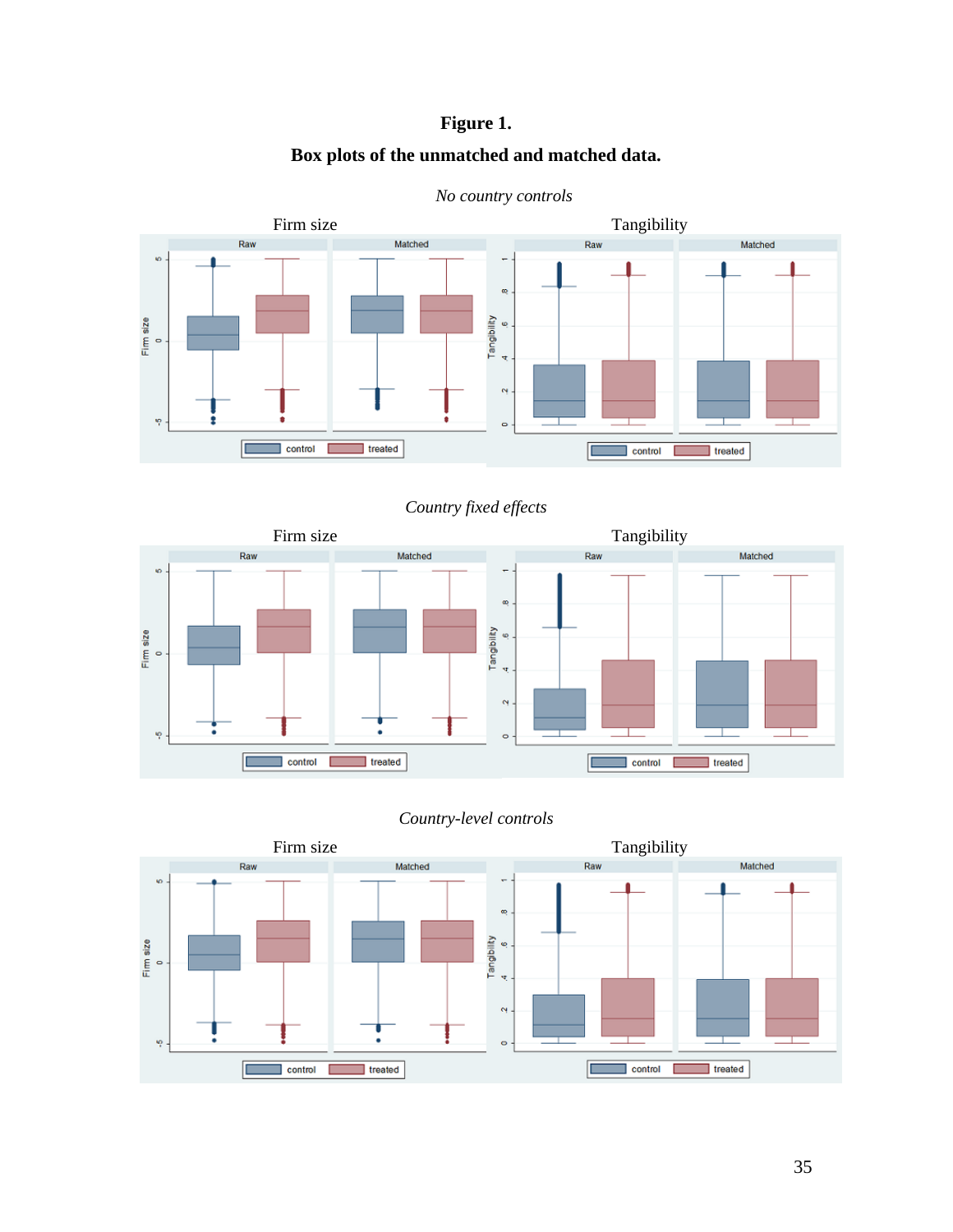**Figure 1.**

**Box plots of the unmatched and matched data.**

*No country controls*

Firm size

Tangibility

*Country fixed effects*

Firm size

Tangibility

*Country-level controls*

Firm size

Tangibility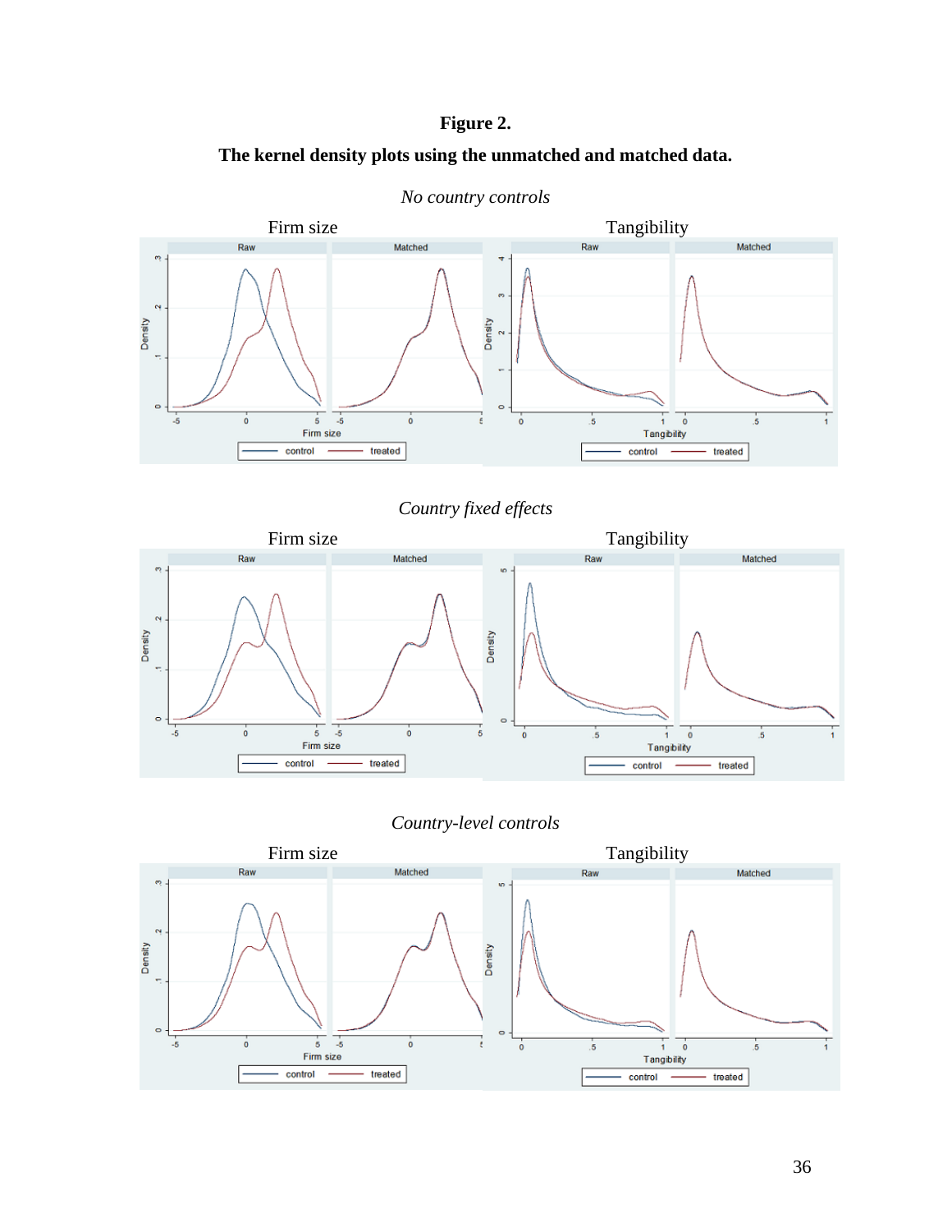**Figure 2.**

**The kernel density plots using the unmatched and matched data.**

*No country controls*

*Country fixed effects*

*Country-level controls*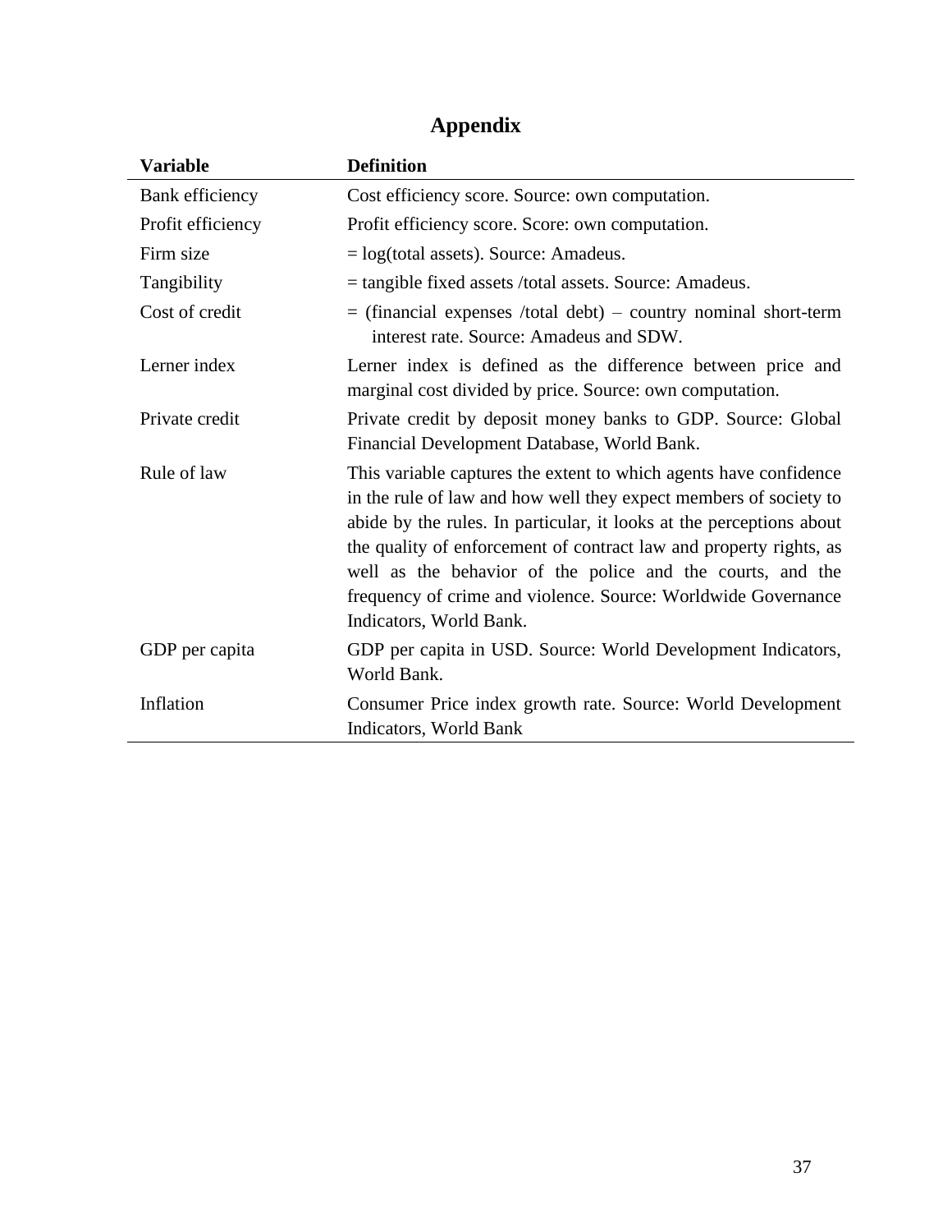# Appendix

| Variable | Definition |
|---|---|
| Bank efficiency | Cost efficiency score. Source: own computation. |
| Profit efficiency | Profit efficiency score. Score: own computation. |
| Firm size | = log(total assets). Source: Amadeus. |
| Tangibility | = tangible fixed assets /total assets. Source: Amadeus. |
| Cost of credit | = (financial expenses /total debt) – country nominal short-term interest rate. Source: Amadeus and SDW. |
| Lerner index | Lerner index is defined as the difference between price and marginal cost divided by price. Source: own computation. |
| Private credit | Private credit by deposit money banks to GDP. Source: Global Financial Development Database, World Bank. |
| Rule of law | This variable captures the extent to which agents have confidence in the rule of law and how well they expect members of society to abide by the rules. In particular, it looks at the perceptions about the quality of enforcement of contract law and property rights, as well as the behavior of the police and the courts, and the frequency of crime and violence. Source: Worldwide Governance Indicators, World Bank. |
| GDP per capita | GDP per capita in USD. Source: World Development Indicators, World Bank. |
| Inflation | Consumer Price index growth rate. Source: World Development Indicators, World Bank |